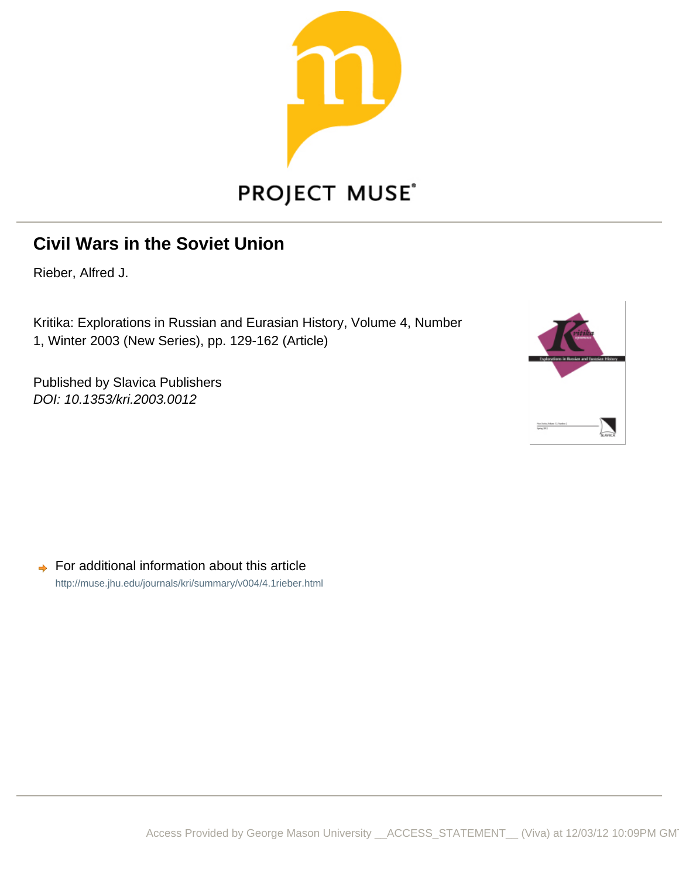PROJECT MUSE®

# Civil Wars in the Soviet Union

Rieber, Alfred J.

Kritika: Explorations in Russian and Eurasian History, Volume 4, Number 1, Winter 2003 (New Series), pp. 129-162 (Article)

Published by Slavica Publishers

*DOI: 10.1353/kri.2003.0012*

For additional information about this article

http://muse.jhu.edu/journals/kri/summary/v004/4.1rieber.html

Access Provided by George Mason University __ACCESS_STATEMENT__ (Viva) at 12/03/12 10:09PM GMT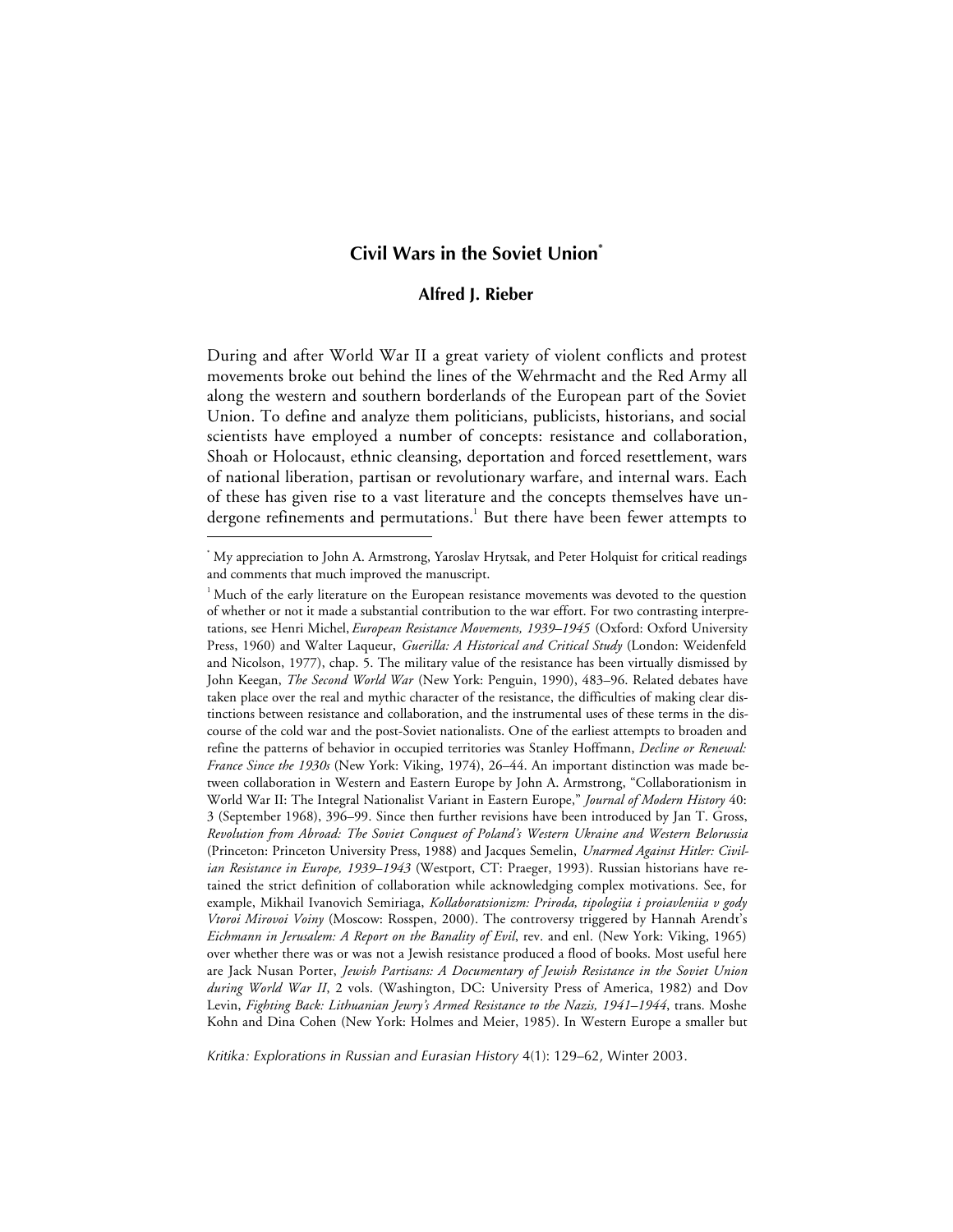# Civil Wars in the Soviet Union*

## Alfred J. Rieber

During and after World War II a great variety of violent conflicts and protest movements broke out behind the lines of the Wehrmacht and the Red Army all along the western and southern borderlands of the European part of the Soviet Union. To define and analyze them politicians, publicists, historians, and social scientists have employed a number of concepts: resistance and collaboration, Shoah or Holocaust, ethnic cleansing, deportation and forced resettlement, wars of national liberation, partisan or revolutionary warfare, and internal wars. Each of these has given rise to a vast literature and the concepts themselves have undergone refinements and permutations.[1] But there have been fewer attempts to

---

* My appreciation to John A. Armstrong, Yaroslav Hrytsak, and Peter Holquist for critical readings and comments that much improved the manuscript.

[1] Much of the early literature on the European resistance movements was devoted to the question of whether or not it made a substantial contribution to the war effort. For two contrasting interpretations, see Henri Michel, *European Resistance Movements, 1939–1945* (Oxford: Oxford University Press, 1960) and Walter Laqueur, *Guerilla: A Historical and Critical Study* (London: Weidenfeld and Nicolson, 1977), chap. 5. The military value of the resistance has been virtually dismissed by John Keegan, *The Second World War* (New York: Penguin, 1990), 483–96. Related debates have taken place over the real and mythic character of the resistance, the difficulties of making clear distinctions between resistance and collaboration, and the instrumental uses of these terms in the discourse of the cold war and the post-Soviet nationalists. One of the earliest attempts to broaden and refine the patterns of behavior in occupied territories was Stanley Hoffmann, *Decline or Renewal: France Since the 1930s* (New York: Viking, 1974), 26–44. An important distinction was made between collaboration in Western and Eastern Europe by John A. Armstrong, "Collaborationism in World War II: The Integral Nationalist Variant in Eastern Europe," *Journal of Modern History* 40: 3 (September 1968), 396–99. Since then further revisions have been introduced by Jan T. Gross, *Revolution from Abroad: The Soviet Conquest of Poland's Western Ukraine and Western Belorussia* (Princeton: Princeton University Press, 1988) and Jacques Semelin, *Unarmed Against Hitler: Civilian Resistance in Europe, 1939–1943* (Westport, CT: Praeger, 1993). Russian historians have retained the strict definition of collaboration while acknowledging complex motivations. See, for example, Mikhail Ivanovich Semiriaga, *Kollaboratsionizm: Priroda, tipologiia i proiavleniia v gody Vtoroi Mirovoi Voiny* (Moscow: Rosspen, 2000). The controversy triggered by Hannah Arendt's *Eichmann in Jerusalem: A Report on the Banality of Evil*, rev. and enl. (New York: Viking, 1965) over whether there was or was not a Jewish resistance produced a flood of books. Most useful here are Jack Nusan Porter, *Jewish Partisans: A Documentary of Jewish Resistance in the Soviet Union during World War II*, 2 vols. (Washington, DC: University Press of America, 1982) and Dov Levin, *Fighting Back: Lithuanian Jewry's Armed Resistance to the Nazis, 1941–1944*, trans. Moshe Kohn and Dina Cohen (New York: Holmes and Meier, 1985). In Western Europe a smaller but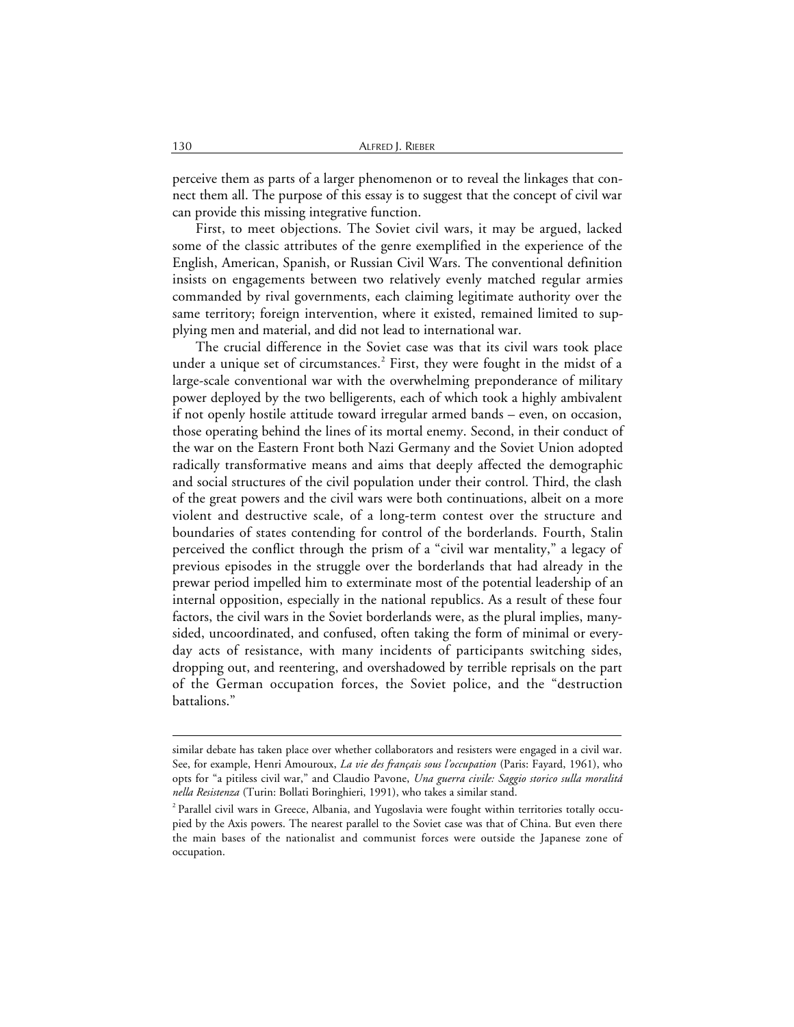perceive them as parts of a larger phenomenon or to reveal the linkages that connect them all. The purpose of this essay is to suggest that the concept of civil war can provide this missing integrative function.

First, to meet objections. The Soviet civil wars, it may be argued, lacked some of the classic attributes of the genre exemplified in the experience of the English, American, Spanish, or Russian Civil Wars. The conventional definition insists on engagements between two relatively evenly matched regular armies commanded by rival governments, each claiming legitimate authority over the same territory; foreign intervention, where it existed, remained limited to supplying men and material, and did not lead to international war.

The crucial difference in the Soviet case was that its civil wars took place under a unique set of circumstances.[2] First, they were fought in the midst of a large-scale conventional war with the overwhelming preponderance of military power deployed by the two belligerents, each of which took a highly ambivalent if not openly hostile attitude toward irregular armed bands – even, on occasion, those operating behind the lines of its mortal enemy. Second, in their conduct of the war on the Eastern Front both Nazi Germany and the Soviet Union adopted radically transformative means and aims that deeply affected the demographic and social structures of the civil population under their control. Third, the clash of the great powers and the civil wars were both continuations, albeit on a more violent and destructive scale, of a long-term contest over the structure and boundaries of states contending for control of the borderlands. Fourth, Stalin perceived the conflict through the prism of a "civil war mentality," a legacy of previous episodes in the struggle over the borderlands that had already in the prewar period impelled him to exterminate most of the potential leadership of an internal opposition, especially in the national republics. As a result of these four factors, the civil wars in the Soviet borderlands were, as the plural implies, many-sided, uncoordinated, and confused, often taking the form of minimal or everyday acts of resistance, with many incidents of participants switching sides, dropping out, and reentering, and overshadowed by terrible reprisals on the part of the German occupation forces, the Soviet police, and the "destruction battalions."

---

similar debate has taken place over whether collaborators and resisters were engaged in a civil war. See, for example, Henri Amouroux, *La vie des français sous l'occupation* (Paris: Fayard, 1961), who opts for "a pitiless civil war," and Claudio Pavone, *Una guerra civile: Saggio storico sulla moralitá nella Resistenza* (Turin: Bollati Boringhieri, 1991), who takes a similar stand.

[2] Parallel civil wars in Greece, Albania, and Yugoslavia were fought within territories totally occupied by the Axis powers. The nearest parallel to the Soviet case was that of China. But even there the main bases of the nationalist and communist forces were outside the Japanese zone of occupation.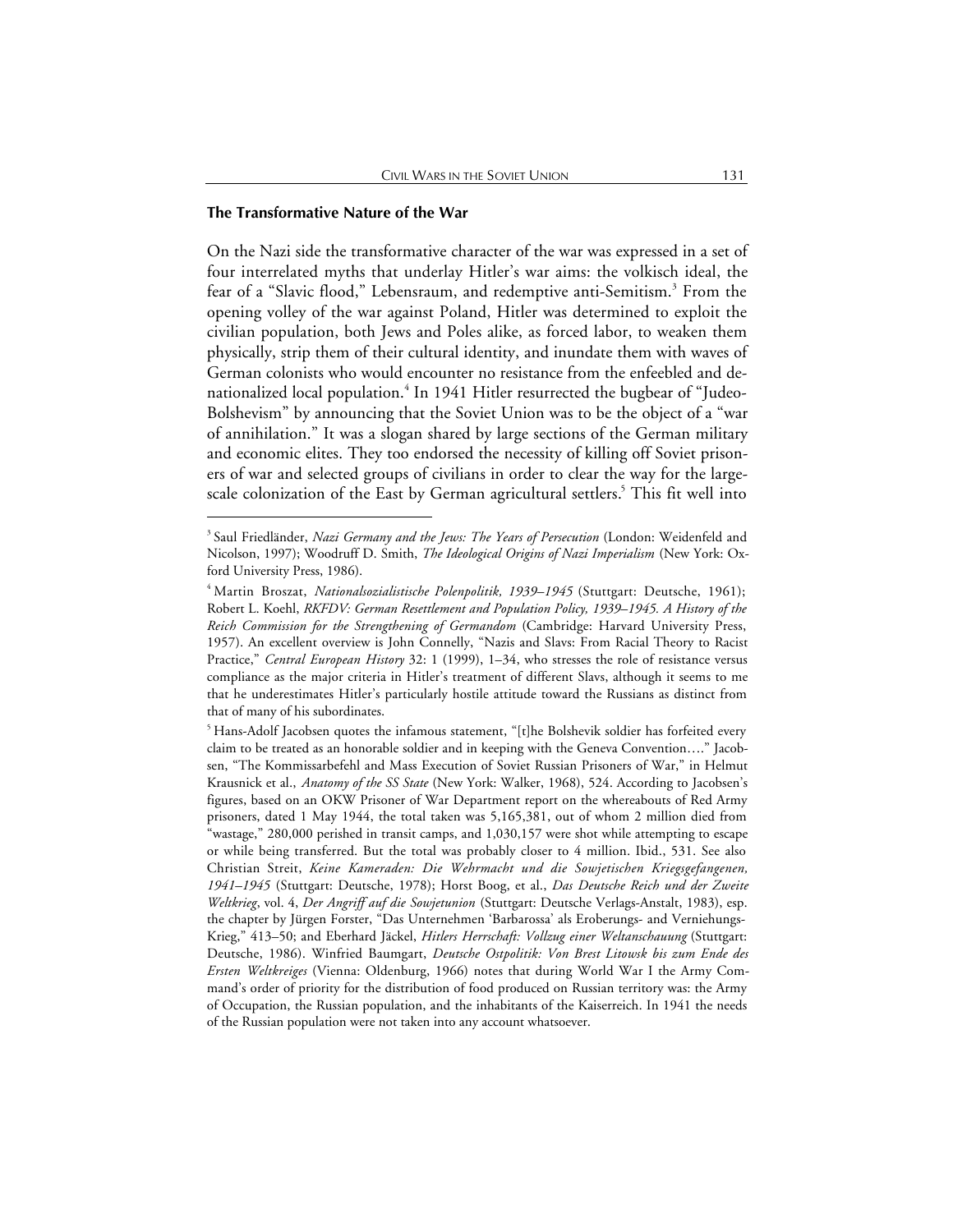### The Transformative Nature of the War

On the Nazi side the transformative character of the war was expressed in a set of four interrelated myths that underlay Hitler's war aims: the volkisch ideal, the fear of a "Slavic flood," Lebensraum, and redemptive anti-Semitism.[3] From the opening volley of the war against Poland, Hitler was determined to exploit the civilian population, both Jews and Poles alike, as forced labor, to weaken them physically, strip them of their cultural identity, and inundate them with waves of German colonists who would encounter no resistance from the enfeebled and denationalized local population.[4] In 1941 Hitler resurrected the bugbear of "Judeo-Bolshevism" by announcing that the Soviet Union was to be the object of a "war of annihilation." It was a slogan shared by large sections of the German military and economic elites. They too endorsed the necessity of killing off Soviet prisoners of war and selected groups of civilians in order to clear the way for the large-scale colonization of the East by German agricultural settlers.[5] This fit well into

---

[3] Saul Friedländer, *Nazi Germany and the Jews: The Years of Persecution* (London: Weidenfeld and Nicolson, 1997); Woodruff D. Smith, *The Ideological Origins of Nazi Imperialism* (New York: Oxford University Press, 1986).

[4] Martin Broszat, *Nationalsozialistische Polenpolitik, 1939–1945* (Stuttgart: Deutsche, 1961); Robert L. Koehl, *RKFDV: German Resettlement and Population Policy, 1939–1945. A History of the Reich Commission for the Strengthening of Germandom* (Cambridge: Harvard University Press, 1957). An excellent overview is John Connelly, "Nazis and Slavs: From Racial Theory to Racist Practice," *Central European History* 32: 1 (1999), 1–34, who stresses the role of resistance versus compliance as the major criteria in Hitler's treatment of different Slavs, although it seems to me that he underestimates Hitler's particularly hostile attitude toward the Russians as distinct from that of many of his subordinates.

[5] Hans-Adolf Jacobsen quotes the infamous statement, "[t]he Bolshevik soldier has forfeited every claim to be treated as an honorable soldier and in keeping with the Geneva Convention…." Jacobsen, "The Kommissarbefehl and Mass Execution of Soviet Russian Prisoners of War," in Helmut Krausnick et al., *Anatomy of the SS State* (New York: Walker, 1968), 524. According to Jacobsen's figures, based on an OKW Prisoner of War Department report on the whereabouts of Red Army prisoners, dated 1 May 1944, the total taken was 5,165,381, out of whom 2 million died from "wastage," 280,000 perished in transit camps, and 1,030,157 were shot while attempting to escape or while being transferred. But the total was probably closer to 4 million. Ibid., 531. See also Christian Streit, *Keine Kameraden: Die Wehrmacht und die Sowjetischen Kriegsgefangenen, 1941–1945* (Stuttgart: Deutsche, 1978); Horst Boog, et al., *Das Deutsche Reich und der Zweite Weltkrieg*, vol. 4, *Der Angriff auf die Sowjetunion* (Stuttgart: Deutsche Verlags-Anstalt, 1983), esp. the chapter by Jürgen Forster, "Das Unternehmen 'Barbarossa' als Eroberungs- und Verniehungs-Krieg," 413–50; and Eberhard Jäckel, *Hitlers Herrschaft: Vollzug einer Weltanschauung* (Stuttgart: Deutsche, 1986). Winfried Baumgart, *Deutsche Ostpolitik: Von Brest Litowsk bis zum Ende des Ersten Weltkreiges* (Vienna: Oldenburg, 1966) notes that during World War I the Army Command's order of priority for the distribution of food produced on Russian territory was: the Army of Occupation, the Russian population, and the inhabitants of the Kaiserreich. In 1941 the needs of the Russian population were not taken into any account whatsoever.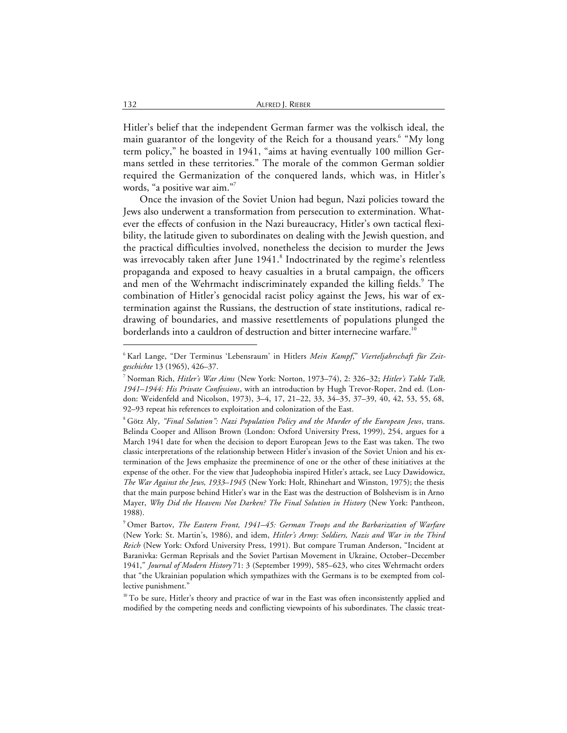Hitler's belief that the independent German farmer was the volkisch ideal, the main guarantor of the longevity of the Reich for a thousand years.[6] "My long term policy," he boasted in 1941, "aims at having eventually 100 million Germans settled in these territories." The morale of the common German soldier required the Germanization of the conquered lands, which was, in Hitler's words, "a positive war aim."[7]

Once the invasion of the Soviet Union had begun, Nazi policies toward the Jews also underwent a transformation from persecution to extermination. Whatever the effects of confusion in the Nazi bureaucracy, Hitler's own tactical flexibility, the latitude given to subordinates on dealing with the Jewish question, and the practical difficulties involved, nonetheless the decision to murder the Jews was irrevocably taken after June 1941.[8] Indoctrinated by the regime's relentless propaganda and exposed to heavy casualties in a brutal campaign, the officers and men of the Wehrmacht indiscriminately expanded the killing fields.[9] The combination of Hitler's genocidal racist policy against the Jews, his war of extermination against the Russians, the destruction of state institutions, radical redrawing of boundaries, and massive resettlements of populations plunged the borderlands into a cauldron of destruction and bitter internecine warfare.[10]

---

[6] Karl Lange, "Der Terminus 'Lebensraum' in Hitlers *Mein Kampf*," *Vierteljahrschaft für Zeitgeschichte* 13 (1965), 426–37.

[7] Norman Rich, *Hitler's War Aims* (New York: Norton, 1973–74), 2: 326–32; *Hitler's Table Talk, 1941–1944: His Private Confessions*, with an introduction by Hugh Trevor-Roper, 2nd ed. (London: Weidenfeld and Nicolson, 1973), 3–4, 17, 21–22, 33, 34–35, 37–39, 40, 42, 53, 55, 68, 92–93 repeat his references to exploitation and colonization of the East.

[8] Götz Aly, *"Final Solution": Nazi Population Policy and the Murder of the European Jews*, trans. Belinda Cooper and Allison Brown (London: Oxford University Press, 1999), 254, argues for a March 1941 date for when the decision to deport European Jews to the East was taken. The two classic interpretations of the relationship between Hitler's invasion of the Soviet Union and his extermination of the Jews emphasize the preeminence of one or the other of these initiatives at the expense of the other. For the view that Judeophobia inspired Hitler's attack, see Lucy Dawidowicz, *The War Against the Jews, 1933–1945* (New York: Holt, Rhinehart and Winston, 1975); the thesis that the main purpose behind Hitler's war in the East was the destruction of Bolshevism is in Arno Mayer, *Why Did the Heavens Not Darken? The Final Solution in History* (New York: Pantheon, 1988).

[9] Omer Bartov, *The Eastern Front, 1941–45: German Troops and the Barbarization of Warfare* (New York: St. Martin's, 1986), and idem, *Hitler's Army: Soldiers, Nazis and War in the Third Reich* (New York: Oxford University Press, 1991). But compare Truman Anderson, "Incident at Baranivka: German Reprisals and the Soviet Partisan Movement in Ukraine, October–December 1941," *Journal of Modern History* 71: 3 (September 1999), 585–623, who cites Wehrmacht orders that "the Ukrainian population which sympathizes with the Germans is to be exempted from collective punishment."

[10] To be sure, Hitler's theory and practice of war in the East was often inconsistently applied and modified by the competing needs and conflicting viewpoints of his subordinates. The classic treat-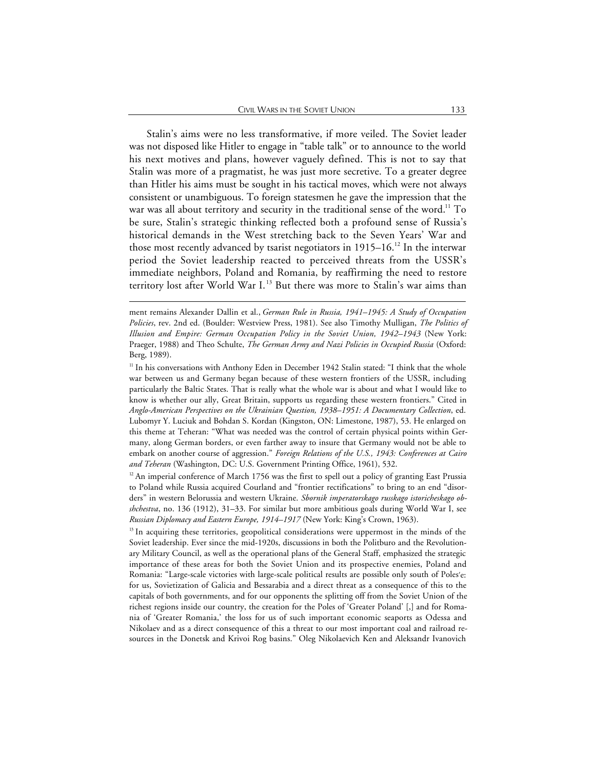Stalin's aims were no less transformative, if more veiled. The Soviet leader was not disposed like Hitler to engage in "table talk" or to announce to the world his next motives and plans, however vaguely defined. This is not to say that Stalin was more of a pragmatist, he was just more secretive. To a greater degree than Hitler his aims must be sought in his tactical moves, which were not always consistent or unambiguous. To foreign statesmen he gave the impression that the war was all about territory and security in the traditional sense of the word.[11] To be sure, Stalin's strategic thinking reflected both a profound sense of Russia's historical demands in the West stretching back to the Seven Years' War and those most recently advanced by tsarist negotiators in 1915–16.[12] In the interwar period the Soviet leadership reacted to perceived threats from the USSR's immediate neighbors, Poland and Romania, by reaffirming the need to restore territory lost after World War I.[13] But there was more to Stalin's war aims than

---

ment remains Alexander Dallin et al., *German Rule in Russia, 1941–1945: A Study of Occupation Policies*, rev. 2nd ed. (Boulder: Westview Press, 1981). See also Timothy Mulligan, *The Politics of Illusion and Empire: German Occupation Policy in the Soviet Union, 1942–1943* (New York: Praeger, 1988) and Theo Schulte, *The German Army and Nazi Policies in Occupied Russia* (Oxford: Berg, 1989).

[11] In his conversations with Anthony Eden in December 1942 Stalin stated: "I think that the whole war between us and Germany began because of these western frontiers of the USSR, including particularly the Baltic States. That is really what the whole war is about and what I would like to know is whether our ally, Great Britain, supports us regarding these western frontiers." Cited in *Anglo-American Perspectives on the Ukrainian Question, 1938–1951: A Documentary Collection*, ed. Lubomyr Y. Luciuk and Bohdan S. Kordan (Kingston, ON: Limestone, 1987), 53. He enlarged on this theme at Teheran: "What was needed was the control of certain physical points within Germany, along German borders, or even farther away to insure that Germany would not be able to embark on another course of aggression." *Foreign Relations of the U.S., 1943: Conferences at Cairo and Teheran* (Washington, DC: U.S. Government Printing Office, 1961), 532.

[12] An imperial conference of March 1756 was the first to spell out a policy of granting East Prussia to Poland while Russia acquired Courland and "frontier rectifications" to bring to an end "disorders" in western Belorussia and western Ukraine. *Sbornik imperatorskago russkago istoricheskago obshchestva*, no. 136 (1912), 31–33. For similar but more ambitious goals during World War I, see *Russian Diplomacy and Eastern Europe, 1914–1917* (New York: King's Crown, 1963).

[13] In acquiring these territories, geopolitical considerations were uppermost in the minds of the Soviet leadership. Ever since the mid-1920s, discussions in both the Politburo and the Revolutionary Military Council, as well as the operational plans of the General Staff, emphasized the strategic importance of these areas for both the Soviet Union and its prospective enemies, Poland and Romania: "Large-scale victories with large-scale political results are possible only south of Poles′e: for us, Sovietization of Galicia and Bessarabia and a direct threat as a consequence of this to the capitals of both governments, and for our opponents the splitting off from the Soviet Union of the richest regions inside our country, the creation for the Poles of 'Greater Poland' [,] and for Romania of 'Greater Romania,' the loss for us of such important economic seaports as Odessa and Nikolaev and as a direct consequence of this a threat to our most important coal and railroad resources in the Donetsk and Krivoi Rog basins." Oleg Nikolaevich Ken and Aleksandr Ivanovich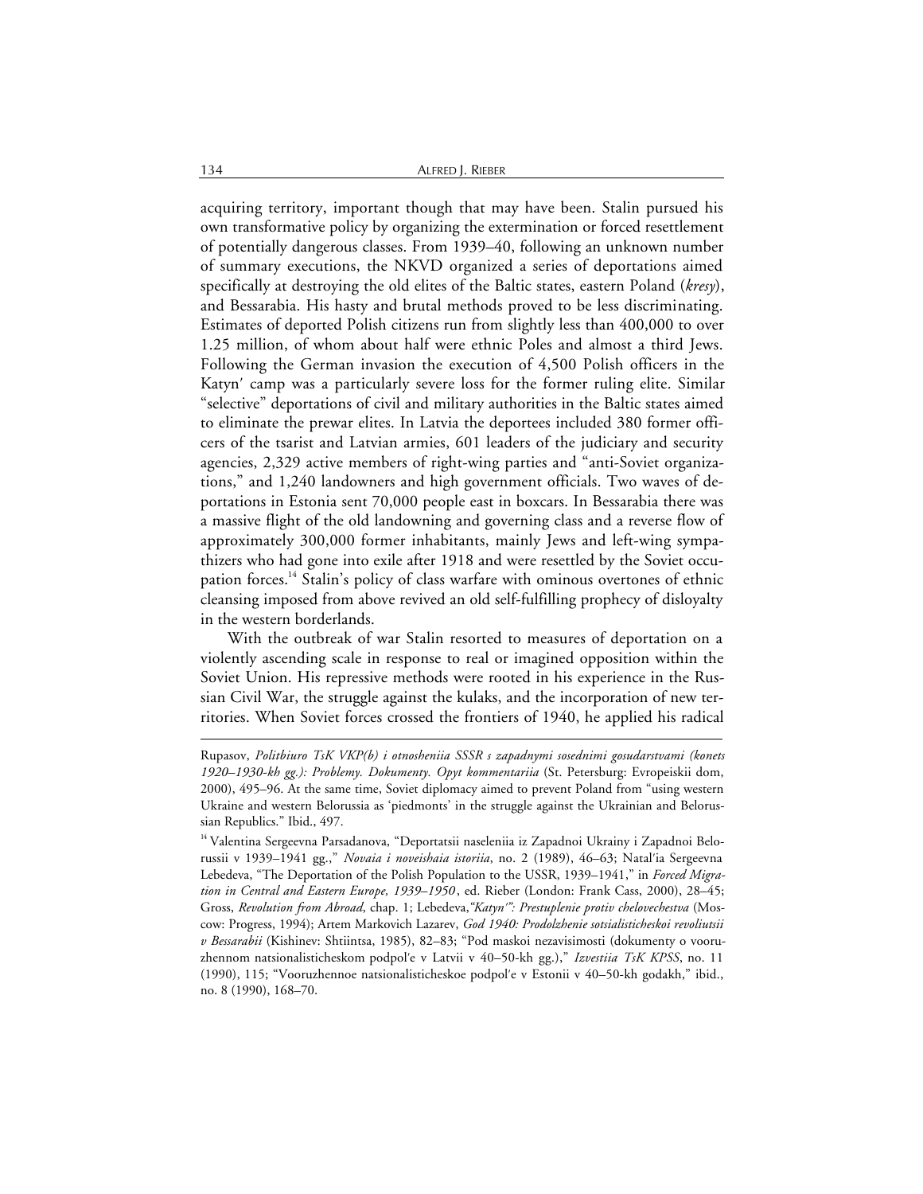acquiring territory, important though that may have been. Stalin pursued his own transformative policy by organizing the extermination or forced resettlement of potentially dangerous classes. From 1939–40, following an unknown number of summary executions, the NKVD organized a series of deportations aimed specifically at destroying the old elites of the Baltic states, eastern Poland (*kresy*), and Bessarabia. His hasty and brutal methods proved to be less discriminating. Estimates of deported Polish citizens run from slightly less than 400,000 to over 1.25 million, of whom about half were ethnic Poles and almost a third Jews. Following the German invasion the execution of 4,500 Polish officers in the Katyn′ camp was a particularly severe loss for the former ruling elite. Similar "selective" deportations of civil and military authorities in the Baltic states aimed to eliminate the prewar elites. In Latvia the deportees included 380 former officers of the tsarist and Latvian armies, 601 leaders of the judiciary and security agencies, 2,329 active members of right-wing parties and "anti-Soviet organizations," and 1,240 landowners and high government officials. Two waves of deportations in Estonia sent 70,000 people east in boxcars. In Bessarabia there was a massive flight of the old landowning and governing class and a reverse flow of approximately 300,000 former inhabitants, mainly Jews and left-wing sympathizers who had gone into exile after 1918 and were resettled by the Soviet occupation forces.[14] Stalin's policy of class warfare with ominous overtones of ethnic cleansing imposed from above revived an old self-fulfilling prophecy of disloyalty in the western borderlands.

With the outbreak of war Stalin resorted to measures of deportation on a violently ascending scale in response to real or imagined opposition within the Soviet Union. His repressive methods were rooted in his experience in the Russian Civil War, the struggle against the kulaks, and the incorporation of new territories. When Soviet forces crossed the frontiers of 1940, he applied his radical

---

Rupasov, *Politbiuro TsK VKP(b) i otnosheniia SSSR s zapadnymi sosednimi gosudarstvami (konets 1920–1930-kh gg.): Problemy. Dokumenty. Opyt kommentariia* (St. Petersburg: Evropeiskii dom, 2000), 495–96. At the same time, Soviet diplomacy aimed to prevent Poland from "using western Ukraine and western Belorussia as 'piedmonts' in the struggle against the Ukrainian and Belorussian Republics." Ibid., 497.

[14] Valentina Sergeevna Parsadanova, "Deportatsii naseleniia iz Zapadnoi Ukrainy i Zapadnoi Belorussii v 1939–1941 gg.," *Novaia i noveishaia istoriia*, no. 2 (1989), 46–63; Natal′ia Sergeevna Lebedeva, "The Deportation of the Polish Population to the USSR, 1939–1941," in *Forced Migration in Central and Eastern Europe, 1939–1950*, ed. Rieber (London: Frank Cass, 2000), 28–45; Gross, *Revolution from Abroad*, chap. 1; Lebedeva, *"Katyn′": Prestuplenie protiv chelovechestva* (Moscow: Progress, 1994); Artem Markovich Lazarev, *God 1940: Prodolzhenie sotsialisticheskoi revoliutsii v Bessarabii* (Kishinev: Shtiintsa, 1985), 82–83; "Pod maskoi nezavisimosti (dokumenty o vooruzhennom natsionalisticheskom podpol′e v Latvii v 40–50-kh gg.)," *Izvestiia TsK KPSS*, no. 11 (1990), 115; "Vooruzhennoe natsionalisticheskoe podpol′e v Estonii v 40–50-kh godakh," ibid., no. 8 (1990), 168–70.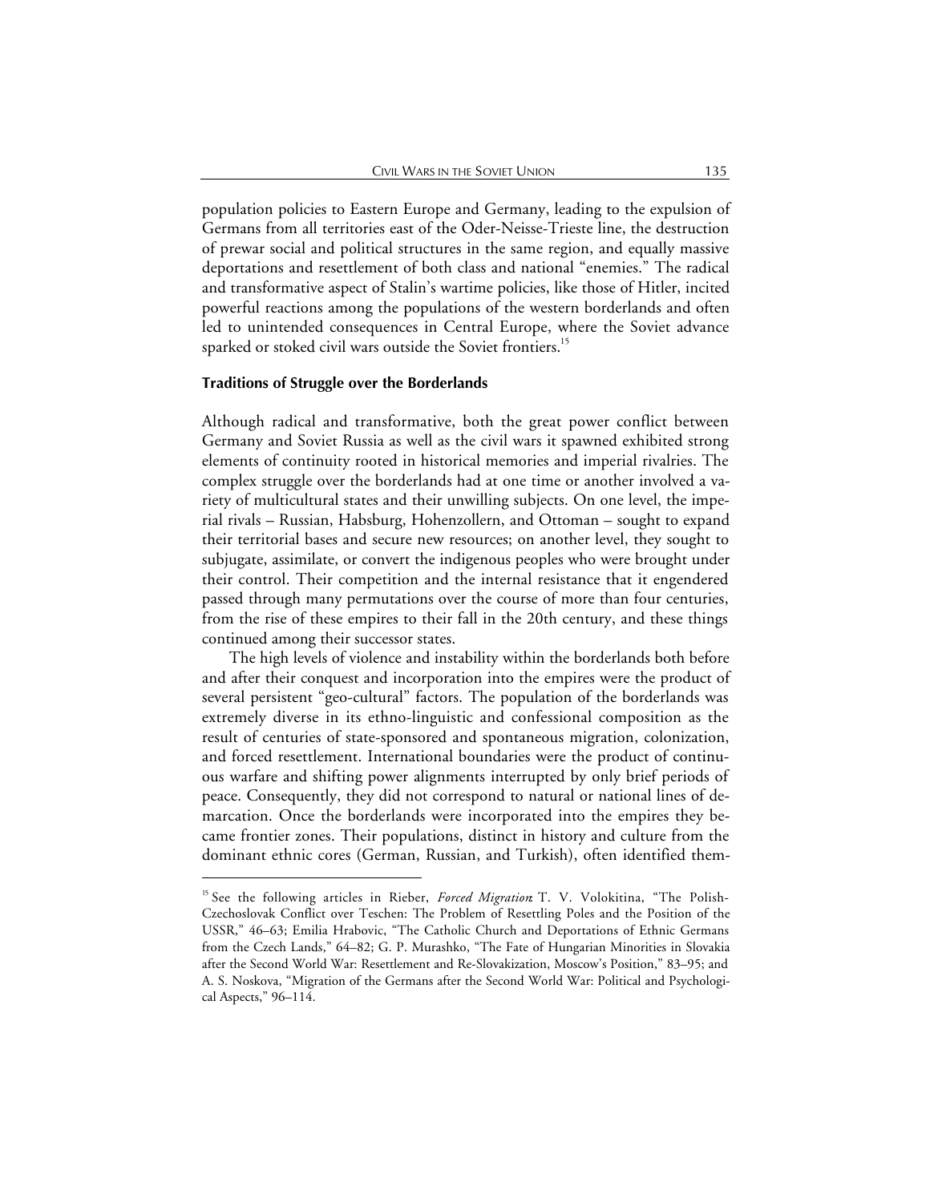population policies to Eastern Europe and Germany, leading to the expulsion of Germans from all territories east of the Oder-Neisse-Trieste line, the destruction of prewar social and political structures in the same region, and equally massive deportations and resettlement of both class and national "enemies." The radical and transformative aspect of Stalin's wartime policies, like those of Hitler, incited powerful reactions among the populations of the western borderlands and often led to unintended consequences in Central Europe, where the Soviet advance sparked or stoked civil wars outside the Soviet frontiers.[15]

### Traditions of Struggle over the Borderlands

Although radical and transformative, both the great power conflict between Germany and Soviet Russia as well as the civil wars it spawned exhibited strong elements of continuity rooted in historical memories and imperial rivalries. The complex struggle over the borderlands had at one time or another involved a variety of multicultural states and their unwilling subjects. On one level, the imperial rivals – Russian, Habsburg, Hohenzollern, and Ottoman – sought to expand their territorial bases and secure new resources; on another level, they sought to subjugate, assimilate, or convert the indigenous peoples who were brought under their control. Their competition and the internal resistance that it engendered passed through many permutations over the course of more than four centuries, from the rise of these empires to their fall in the 20th century, and these things continued among their successor states.

The high levels of violence and instability within the borderlands both before and after their conquest and incorporation into the empires were the product of several persistent "geo-cultural" factors. The population of the borderlands was extremely diverse in its ethno-linguistic and confessional composition as the result of centuries of state-sponsored and spontaneous migration, colonization, and forced resettlement. International boundaries were the product of continuous warfare and shifting power alignments interrupted by only brief periods of peace. Consequently, they did not correspond to natural or national lines of demarcation. Once the borderlands were incorporated into the empires they became frontier zones. Their populations, distinct in history and culture from the dominant ethnic cores (German, Russian, and Turkish), often identified them-

---

[15] See the following articles in Rieber, *Forced Migration*: T. V. Volokitina, "The Polish-Czechoslovak Conflict over Teschen: The Problem of Resettling Poles and the Position of the USSR," 46–63; Emilia Hrabovic, "The Catholic Church and Deportations of Ethnic Germans from the Czech Lands," 64–82; G. P. Murashko, "The Fate of Hungarian Minorities in Slovakia after the Second World War: Resettlement and Re-Slovakization, Moscow's Position," 83–95; and A. S. Noskova, "Migration of the Germans after the Second World War: Political and Psychological Aspects," 96–114.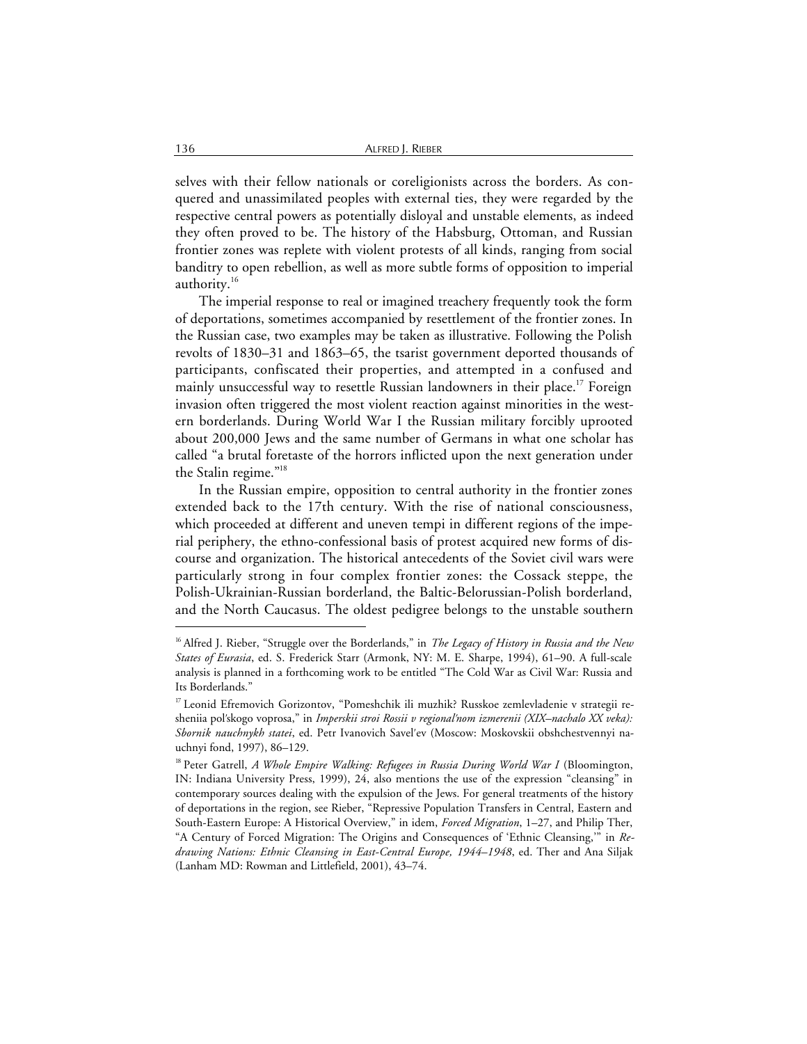selves with their fellow nationals or coreligionists across the borders. As conquered and unassimilated peoples with external ties, they were regarded by the respective central powers as potentially disloyal and unstable elements, as indeed they often proved to be. The history of the Habsburg, Ottoman, and Russian frontier zones was replete with violent protests of all kinds, ranging from social banditry to open rebellion, as well as more subtle forms of opposition to imperial authority.[16]

The imperial response to real or imagined treachery frequently took the form of deportations, sometimes accompanied by resettlement of the frontier zones. In the Russian case, two examples may be taken as illustrative. Following the Polish revolts of 1830–31 and 1863–65, the tsarist government deported thousands of participants, confiscated their properties, and attempted in a confused and mainly unsuccessful way to resettle Russian landowners in their place.[17] Foreign invasion often triggered the most violent reaction against minorities in the western borderlands. During World War I the Russian military forcibly uprooted about 200,000 Jews and the same number of Germans in what one scholar has called "a brutal foretaste of the horrors inflicted upon the next generation under the Stalin regime."[18]

In the Russian empire, opposition to central authority in the frontier zones extended back to the 17th century. With the rise of national consciousness, which proceeded at different and uneven tempi in different regions of the imperial periphery, the ethno-confessional basis of protest acquired new forms of discourse and organization. The historical antecedents of the Soviet civil wars were particularly strong in four complex frontier zones: the Cossack steppe, the Polish-Ukrainian-Russian borderland, the Baltic-Belorussian-Polish borderland, and the North Caucasus. The oldest pedigree belongs to the unstable southern

---

[16] Alfred J. Rieber, "Struggle over the Borderlands," in *The Legacy of History in Russia and the New States of Eurasia*, ed. S. Frederick Starr (Armonk, NY: M. E. Sharpe, 1994), 61–90. A full-scale analysis is planned in a forthcoming work to be entitled "The Cold War as Civil War: Russia and Its Borderlands."

[17] Leonid Efremovich Gorizontov, "Pomeshchik ili muzhik? Russkoe zemlevladenie v strategii resheniia pol'skogo voprosa," in *Imperskii stroi Rossii v regional'nom izmerenii (XIX–nachalo XX veka): Sbornik nauchnykh statei*, ed. Petr Ivanovich Savel'ev (Moscow: Moskovskii obshchestvennyi nauchnyi fond, 1997), 86–129.

[18] Peter Gatrell, *A Whole Empire Walking: Refugees in Russia During World War I* (Bloomington, IN: Indiana University Press, 1999), 24, also mentions the use of the expression "cleansing" in contemporary sources dealing with the expulsion of the Jews. For general treatments of the history of deportations in the region, see Rieber, "Repressive Population Transfers in Central, Eastern and South-Eastern Europe: A Historical Overview," in idem, *Forced Migration*, 1–27, and Philip Ther, "A Century of Forced Migration: The Origins and Consequences of 'Ethnic Cleansing,'" in *Redrawing Nations: Ethnic Cleansing in East-Central Europe, 1944–1948*, ed. Ther and Ana Siljak (Lanham MD: Rowman and Littlefield, 2001), 43–74.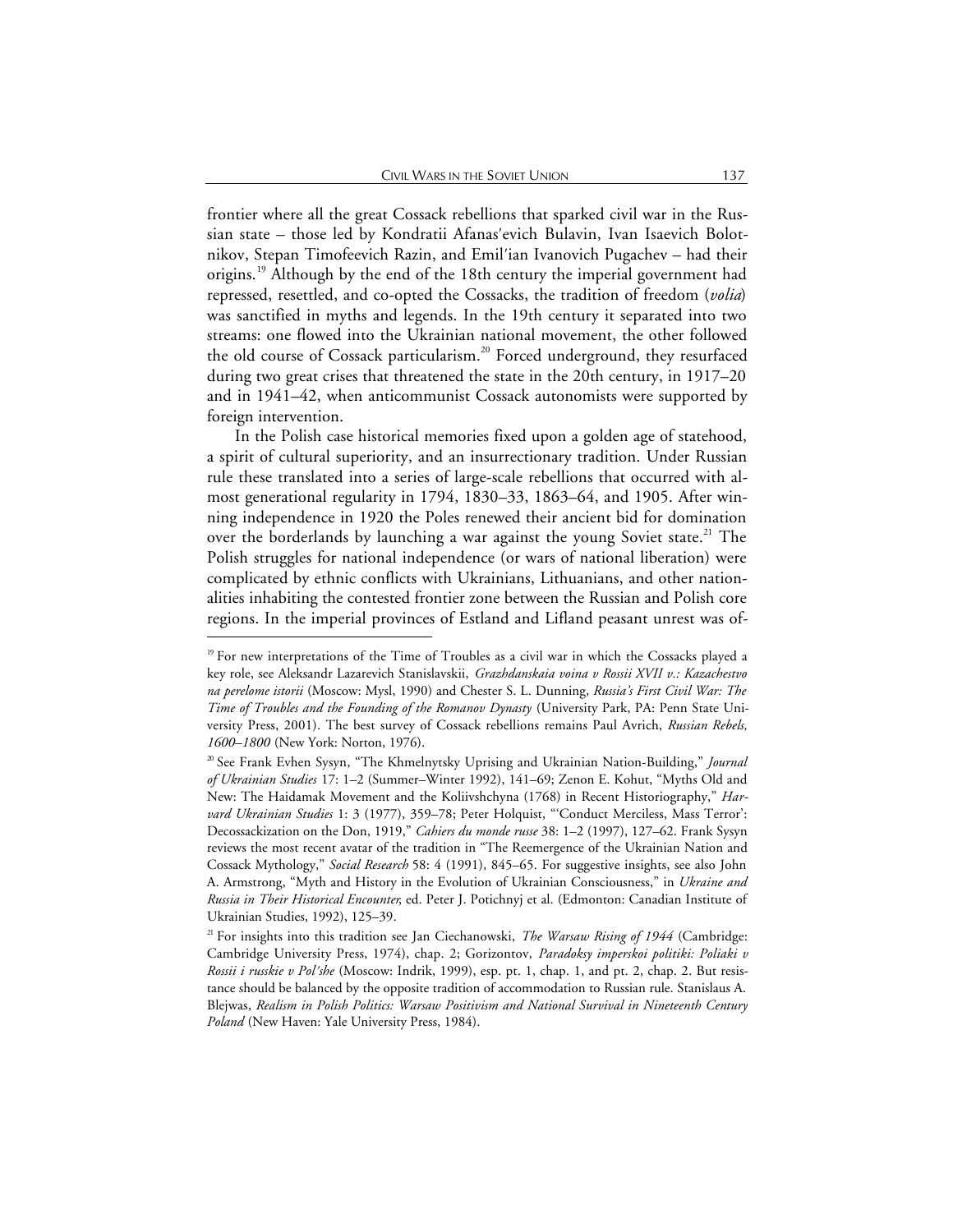frontier where all the great Cossack rebellions that sparked civil war in the Russian state – those led by Kondratii Afanas′evich Bulavin, Ivan Isaevich Bolotnikov, Stepan Timofeevich Razin, and Emil′ian Ivanovich Pugachev – had their origins.[19] Although by the end of the 18th century the imperial government had repressed, resettled, and co-opted the Cossacks, the tradition of freedom (*volia*) was sanctified in myths and legends. In the 19th century it separated into two streams: one flowed into the Ukrainian national movement, the other followed the old course of Cossack particularism.[20] Forced underground, they resurfaced during two great crises that threatened the state in the 20th century, in 1917–20 and in 1941–42, when anticommunist Cossack autonomists were supported by foreign intervention.

In the Polish case historical memories fixed upon a golden age of statehood, a spirit of cultural superiority, and an insurrectionary tradition. Under Russian rule these translated into a series of large-scale rebellions that occurred with almost generational regularity in 1794, 1830–33, 1863–64, and 1905. After winning independence in 1920 the Poles renewed their ancient bid for domination over the borderlands by launching a war against the young Soviet state.[21] The Polish struggles for national independence (or wars of national liberation) were complicated by ethnic conflicts with Ukrainians, Lithuanians, and other nationalities inhabiting the contested frontier zone between the Russian and Polish core regions. In the imperial provinces of Estland and Lifland peasant unrest was of-

---

[19] For new interpretations of the Time of Troubles as a civil war in which the Cossacks played a key role, see Aleksandr Lazarevich Stanislavskii, *Grazhdanskaia voina v Rossii XVII v.: Kazachestvo na perelome istorii* (Moscow: Mysl, 1990) and Chester S. L. Dunning, *Russia's First Civil War: The Time of Troubles and the Founding of the Romanov Dynasty* (University Park, PA: Penn State University Press, 2001). The best survey of Cossack rebellions remains Paul Avrich, *Russian Rebels, 1600–1800* (New York: Norton, 1976).

[20] See Frank Evhen Sysyn, "The Khmelnytsky Uprising and Ukrainian Nation-Building," *Journal of Ukrainian Studies* 17: 1–2 (Summer–Winter 1992), 141–69; Zenon E. Kohut, "Myths Old and New: The Haidamak Movement and the Koliivshchyna (1768) in Recent Historiography," *Harvard Ukrainian Studies* 1: 3 (1977), 359–78; Peter Holquist, "'Conduct Merciless, Mass Terror': Decossackization on the Don, 1919," *Cahiers du monde russe* 38: 1–2 (1997), 127–62. Frank Sysyn reviews the most recent avatar of the tradition in "The Reemergence of the Ukrainian Nation and Cossack Mythology," *Social Research* 58: 4 (1991), 845–65. For suggestive insights, see also John A. Armstrong, "Myth and History in the Evolution of Ukrainian Consciousness," in *Ukraine and Russia in Their Historical Encounter*, ed. Peter J. Potichnyj et al. (Edmonton: Canadian Institute of Ukrainian Studies, 1992), 125–39.

[21] For insights into this tradition see Jan Ciechanowski, *The Warsaw Rising of 1944* (Cambridge: Cambridge University Press, 1974), chap. 2; Gorizontov, *Paradoksy imperskoi politiki: Poliaki v Rossii i russkie v Pol'she* (Moscow: Indrik, 1999), esp. pt. 1, chap. 1, and pt. 2, chap. 2. But resistance should be balanced by the opposite tradition of accommodation to Russian rule. Stanislaus A. Blejwas, *Realism in Polish Politics: Warsaw Positivism and National Survival in Nineteenth Century Poland* (New Haven: Yale University Press, 1984).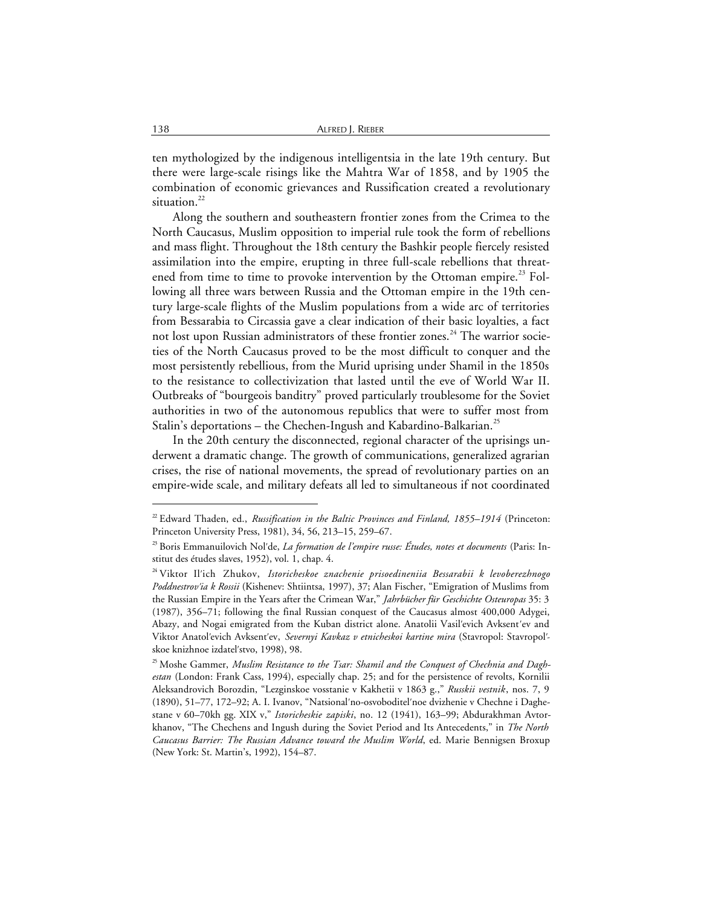ten mythologized by the indigenous intelligentsia in the late 19th century. But there were large-scale risings like the Mahtra War of 1858, and by 1905 the combination of economic grievances and Russification created a revolutionary situation.[22]

Along the southern and southeastern frontier zones from the Crimea to the North Caucasus, Muslim opposition to imperial rule took the form of rebellions and mass flight. Throughout the 18th century the Bashkir people fiercely resisted assimilation into the empire, erupting in three full-scale rebellions that threatened from time to time to provoke intervention by the Ottoman empire.[23] Following all three wars between Russia and the Ottoman empire in the 19th century large-scale flights of the Muslim populations from a wide arc of territories from Bessarabia to Circassia gave a clear indication of their basic loyalties, a fact not lost upon Russian administrators of these frontier zones.[24] The warrior societies of the North Caucasus proved to be the most difficult to conquer and the most persistently rebellious, from the Murid uprising under Shamil in the 1850s to the resistance to collectivization that lasted until the eve of World War II. Outbreaks of "bourgeois banditry" proved particularly troublesome for the Soviet authorities in two of the autonomous republics that were to suffer most from Stalin's deportations – the Chechen-Ingush and Kabardino-Balkarian.[25]

In the 20th century the disconnected, regional character of the uprisings underwent a dramatic change. The growth of communications, generalized agrarian crises, the rise of national movements, the spread of revolutionary parties on an empire-wide scale, and military defeats all led to simultaneous if not coordinated

---

[22] Edward Thaden, ed., *Russification in the Baltic Provinces and Finland, 1855–1914* (Princeton: Princeton University Press, 1981), 34, 56, 213–15, 259–67.

[23] Boris Emmanuilovich Nol′de, *La formation de l'empire russe: Études, notes et documents* (Paris: Institut des études slaves, 1952), vol. 1, chap. 4.

[24] Viktor Il′ich Zhukov, *Istoricheskoe znachenie prisoedineniia Bessarabii k levoberezhnogo Poddnestrov′ia k Rossii* (Kishenev: Shtiintsa, 1997), 37; Alan Fischer, "Emigration of Muslims from the Russian Empire in the Years after the Crimean War," *Jahrbücher für Geschichte Osteuropas* 35: 3 (1987), 356–71; following the final Russian conquest of the Caucasus almost 400,000 Adygei, Abazy, and Nogai emigrated from the Kuban district alone. Anatolii Vasil′evich Avksent′ev and Viktor Anatol′evich Avksent′ev, *Severnyi Kavkaz v etnicheskoi kartine mira* (Stavropol: Stavropol′skoe knizhnoe izdatel′stvo, 1998), 98.

[25] Moshe Gammer, *Muslim Resistance to the Tsar: Shamil and the Conquest of Chechnia and Daghestan* (London: Frank Cass, 1994), especially chap. 25; and for the persistence of revolts, Kornilii Aleksandrovich Borozdin, "Lezginskoe vosstanie v Kakhetii v 1863 g.," *Russkii vestnik*, nos. 7, 9 (1890), 51–77, 172–92; A. I. Ivanov, "Natsional′no-osvoboditel′noe dvizhenie v Chechne i Daghestane v 60–70kh gg. XIX v," *Istoricheskie zapiski*, no. 12 (1941), 163–99; Abdurakhman Avtorkhanov, "The Chechens and Ingush during the Soviet Period and Its Antecedents," in *The North Caucasus Barrier: The Russian Advance toward the Muslim World*, ed. Marie Bennigsen Broxup (New York: St. Martin's, 1992), 154–87.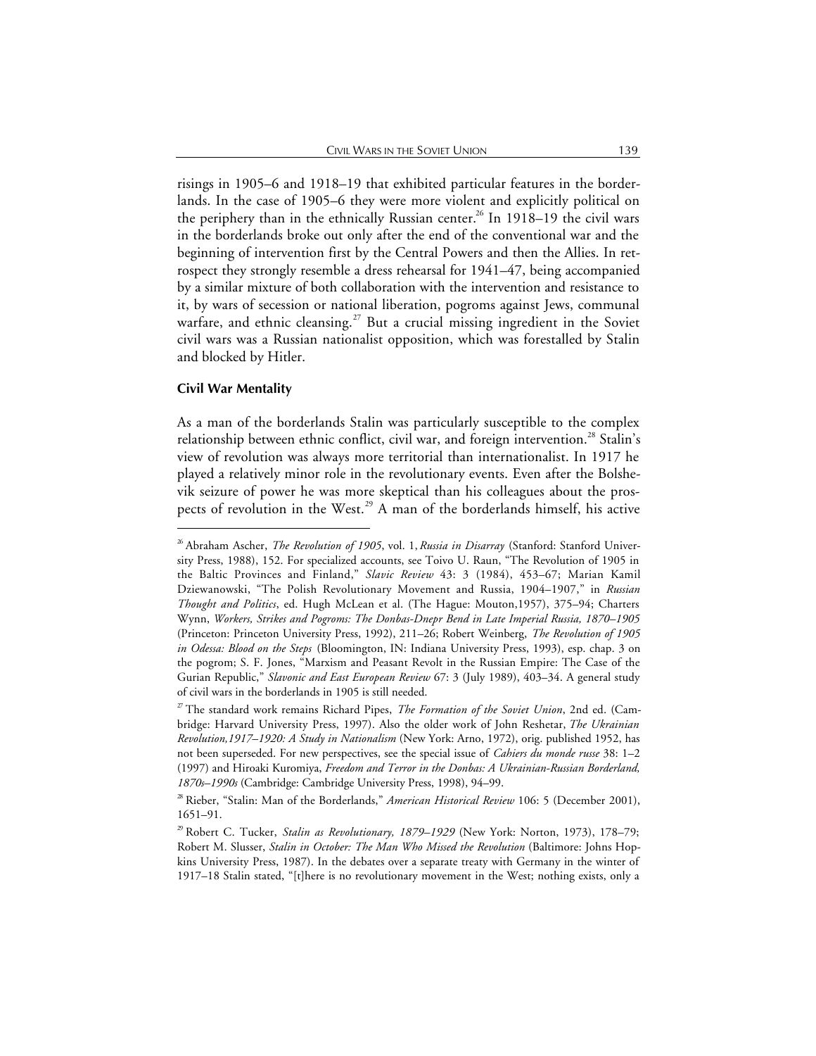risings in 1905–6 and 1918–19 that exhibited particular features in the borderlands. In the case of 1905–6 they were more violent and explicitly political on the periphery than in the ethnically Russian center.[26] In 1918–19 the civil wars in the borderlands broke out only after the end of the conventional war and the beginning of intervention first by the Central Powers and then the Allies. In retrospect they strongly resemble a dress rehearsal for 1941–47, being accompanied by a similar mixture of both collaboration with the intervention and resistance to it, by wars of secession or national liberation, pogroms against Jews, communal warfare, and ethnic cleansing.[27] But a crucial missing ingredient in the Soviet civil wars was a Russian nationalist opposition, which was forestalled by Stalin and blocked by Hitler.

### Civil War Mentality

As a man of the borderlands Stalin was particularly susceptible to the complex relationship between ethnic conflict, civil war, and foreign intervention.[28] Stalin's view of revolution was always more territorial than internationalist. In 1917 he played a relatively minor role in the revolutionary events. Even after the Bolshevik seizure of power he was more skeptical than his colleagues about the prospects of revolution in the West.[29] A man of the borderlands himself, his active

---

[26] Abraham Ascher, *The Revolution of 1905*, vol. 1, *Russia in Disarray* (Stanford: Stanford University Press, 1988), 152. For specialized accounts, see Toivo U. Raun, "The Revolution of 1905 in the Baltic Provinces and Finland," *Slavic Review* 43: 3 (1984), 453–67; Marian Kamil Dziewanowski, "The Polish Revolutionary Movement and Russia, 1904–1907," in *Russian Thought and Politics*, ed. Hugh McLean et al. (The Hague: Mouton,1957), 375–94; Charters Wynn, *Workers, Strikes and Pogroms: The Donbas-Dnepr Bend in Late Imperial Russia, 1870–1905* (Princeton: Princeton University Press, 1992), 211–26; Robert Weinberg, *The Revolution of 1905 in Odessa: Blood on the Steps* (Bloomington, IN: Indiana University Press, 1993), esp. chap. 3 on the pogrom; S. F. Jones, "Marxism and Peasant Revolt in the Russian Empire: The Case of the Gurian Republic," *Slavonic and East European Review* 67: 3 (July 1989), 403–34. A general study of civil wars in the borderlands in 1905 is still needed.

[27] The standard work remains Richard Pipes, *The Formation of the Soviet Union*, 2nd ed. (Cambridge: Harvard University Press, 1997). Also the older work of John Reshetar, *The Ukrainian Revolution,1917–1920: A Study in Nationalism* (New York: Arno, 1972), orig. published 1952, has not been superseded. For new perspectives, see the special issue of *Cahiers du monde russe* 38: 1–2 (1997) and Hiroaki Kuromiya, *Freedom and Terror in the Donbas: A Ukrainian-Russian Borderland, 1870s–1990s* (Cambridge: Cambridge University Press, 1998), 94–99.

[28] Rieber, "Stalin: Man of the Borderlands," *American Historical Review* 106: 5 (December 2001), 1651–91.

[29] Robert C. Tucker, *Stalin as Revolutionary, 1879–1929* (New York: Norton, 1973), 178–79; Robert M. Slusser, *Stalin in October: The Man Who Missed the Revolution* (Baltimore: Johns Hopkins University Press, 1987). In the debates over a separate treaty with Germany in the winter of 1917–18 Stalin stated, "[t]here is no revolutionary movement in the West; nothing exists, only a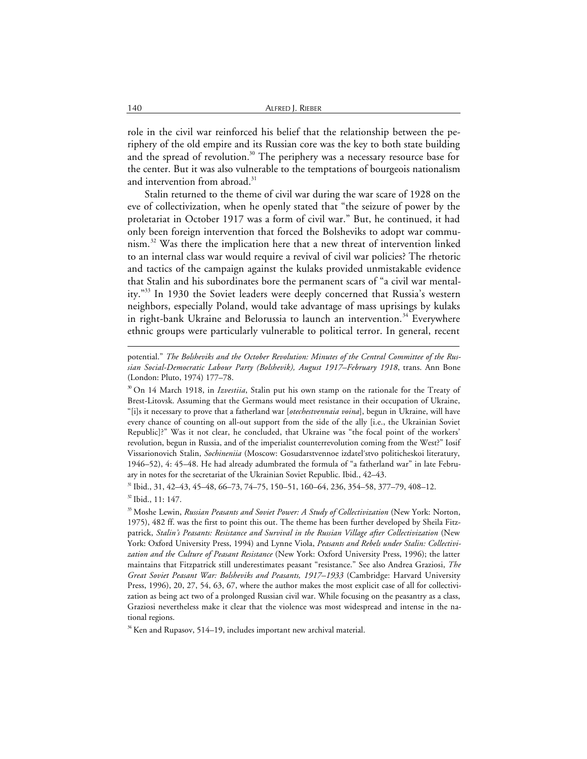role in the civil war reinforced his belief that the relationship between the periphery of the old empire and its Russian core was the key to both state building and the spread of revolution.[30] The periphery was a necessary resource base for the center. But it was also vulnerable to the temptations of bourgeois nationalism and intervention from abroad.[31]

Stalin returned to the theme of civil war during the war scare of 1928 on the eve of collectivization, when he openly stated that "the seizure of power by the proletariat in October 1917 was a form of civil war." But, he continued, it had only been foreign intervention that forced the Bolsheviks to adopt war communism.[32] Was there the implication here that a new threat of intervention linked to an internal class war would require a revival of civil war policies? The rhetoric and tactics of the campaign against the kulaks provided unmistakable evidence that Stalin and his subordinates bore the permanent scars of "a civil war mentality."[33] In 1930 the Soviet leaders were deeply concerned that Russia's western neighbors, especially Poland, would take advantage of mass uprisings by kulaks in right-bank Ukraine and Belorussia to launch an intervention.[34] Everywhere ethnic groups were particularly vulnerable to political terror. In general, recent

---

potential." *The Bolsheviks and the October Revolution: Minutes of the Central Committee of the Russian Social-Democratic Labour Party (Bolshevik), August 1917–February 1918*, trans. Ann Bone (London: Pluto, 1974) 177–78.

[30] On 14 March 1918, in *Izvestiia*, Stalin put his own stamp on the rationale for the Treaty of Brest-Litovsk. Assuming that the Germans would meet resistance in their occupation of Ukraine, "[i]s it necessary to prove that a fatherland war [*otechestvennaia voina*], begun in Ukraine, will have every chance of counting on all-out support from the side of the ally [i.e., the Ukrainian Soviet Republic]?" Was it not clear, he concluded, that Ukraine was "the focal point of the workers' revolution, begun in Russia, and of the imperialist counterrevolution coming from the West?" Iosif Vissarionovich Stalin, *Sochineniia* (Moscow: Gosudarstvennoe izdatel'stvo politicheskoi literatury, 1946–52), 4: 45–48. He had already adumbrated the formula of "a fatherland war" in late February in notes for the secretariat of the Ukrainian Soviet Republic. Ibid., 42–43.

[31] Ibid., 31, 42–43, 45–48, 66–73, 74–75, 150–51, 160–64, 236, 354–58, 377–79, 408–12.

[32] Ibid., 11: 147.

[33] Moshe Lewin, *Russian Peasants and Soviet Power: A Study of Collectivization* (New York: Norton, 1975), 482 ff. was the first to point this out. The theme has been further developed by Sheila Fitzpatrick, *Stalin's Peasants: Resistance and Survival in the Russian Village after Collectivization* (New York: Oxford University Press, 1994) and Lynne Viola, *Peasants and Rebels under Stalin: Collectivization and the Culture of Peasant Resistance* (New York: Oxford University Press, 1996); the latter maintains that Fitzpatrick still underestimates peasant "resistance." See also Andrea Graziosi, *The Great Soviet Peasant War: Bolsheviks and Peasants, 1917–1933* (Cambridge: Harvard University Press, 1996), 20, 27, 54, 63, 67, where the author makes the most explicit case of all for collectivization as being act two of a prolonged Russian civil war. While focusing on the peasantry as a class, Graziosi nevertheless make it clear that the violence was most widespread and intense in the national regions.

[34] Ken and Rupasov, 514–19, includes important new archival material.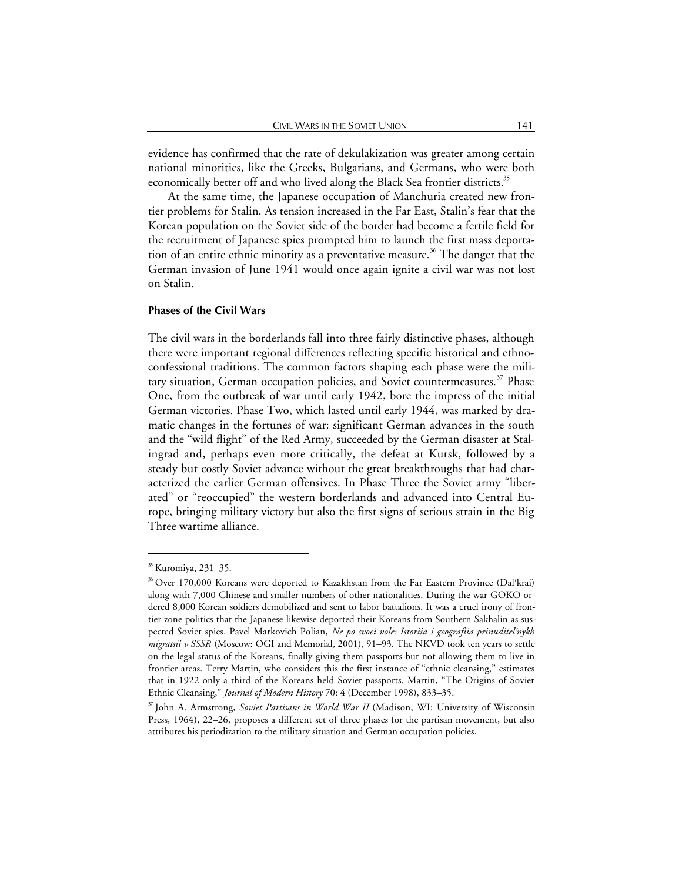evidence has confirmed that the rate of dekulakization was greater among certain national minorities, like the Greeks, Bulgarians, and Germans, who were both economically better off and who lived along the Black Sea frontier districts.[35]

At the same time, the Japanese occupation of Manchuria created new frontier problems for Stalin. As tension increased in the Far East, Stalin's fear that the Korean population on the Soviet side of the border had become a fertile field for the recruitment of Japanese spies prompted him to launch the first mass deportation of an entire ethnic minority as a preventative measure.[36] The danger that the German invasion of June 1941 would once again ignite a civil war was not lost on Stalin.

### Phases of the Civil Wars

The civil wars in the borderlands fall into three fairly distinctive phases, although there were important regional differences reflecting specific historical and ethno-confessional traditions. The common factors shaping each phase were the military situation, German occupation policies, and Soviet countermeasures.[37] Phase One, from the outbreak of war until early 1942, bore the impress of the initial German victories. Phase Two, which lasted until early 1944, was marked by dramatic changes in the fortunes of war: significant German advances in the south and the "wild flight" of the Red Army, succeeded by the German disaster at Stalingrad and, perhaps even more critically, the defeat at Kursk, followed by a steady but costly Soviet advance without the great breakthroughs that had characterized the earlier German offensives. In Phase Three the Soviet army "liberated" or "reoccupied" the western borderlands and advanced into Central Europe, bringing military victory but also the first signs of serious strain in the Big Three wartime alliance.

---

[35] Kuromiya, 231–35.

[36] Over 170,000 Koreans were deported to Kazakhstan from the Far Eastern Province (Dal′krai) along with 7,000 Chinese and smaller numbers of other nationalities. During the war GOKO ordered 8,000 Korean soldiers demobilized and sent to labor battalions. It was a cruel irony of frontier zone politics that the Japanese likewise deported their Koreans from Southern Sakhalin as suspected Soviet spies. Pavel Markovich Polian, *Ne po svoei vole: Istoriia i geografiia prinuditel′nykh migratsii v SSSR* (Moscow: OGI and Memorial, 2001), 91–93. The NKVD took ten years to settle on the legal status of the Koreans, finally giving them passports but not allowing them to live in frontier areas. Terry Martin, who considers this the first instance of "ethnic cleansing," estimates that in 1922 only a third of the Koreans held Soviet passports. Martin, "The Origins of Soviet Ethnic Cleansing," *Journal of Modern History* 70: 4 (December 1998), 833–35.

[37] John A. Armstrong, *Soviet Partisans in World War II* (Madison, WI: University of Wisconsin Press, 1964), 22–26, proposes a different set of three phases for the partisan movement, but also attributes his periodization to the military situation and German occupation policies.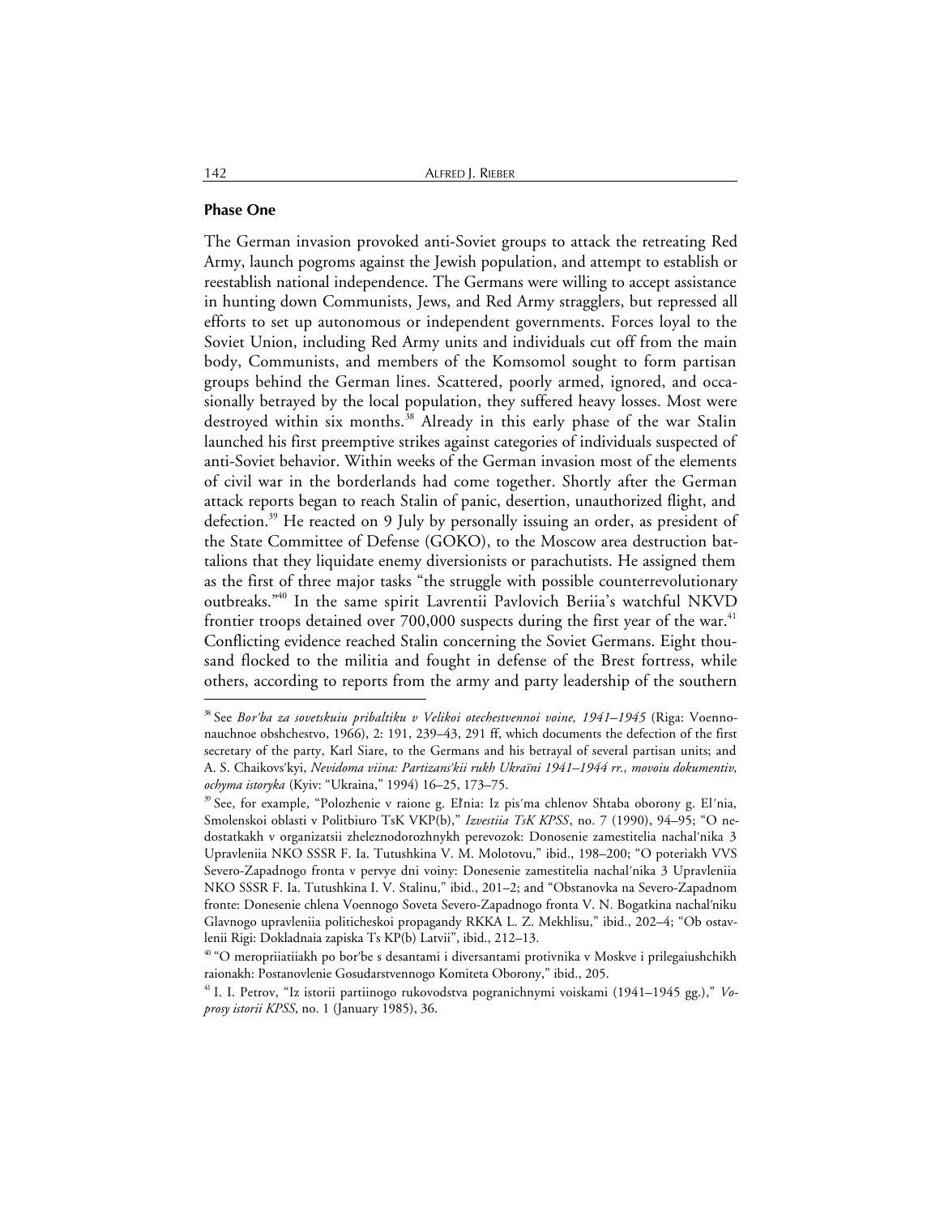### Phase One

The German invasion provoked anti-Soviet groups to attack the retreating Red Army, launch pogroms against the Jewish population, and attempt to establish or reestablish national independence. The Germans were willing to accept assistance in hunting down Communists, Jews, and Red Army stragglers, but repressed all efforts to set up autonomous or independent governments. Forces loyal to the Soviet Union, including Red Army units and individuals cut off from the main body, Communists, and members of the Komsomol sought to form partisan groups behind the German lines. Scattered, poorly armed, ignored, and occasionally betrayed by the local population, they suffered heavy losses. Most were destroyed within six months.[38] Already in this early phase of the war Stalin launched his first preemptive strikes against categories of individuals suspected of anti-Soviet behavior. Within weeks of the German invasion most of the elements of civil war in the borderlands had come together. Shortly after the German attack reports began to reach Stalin of panic, desertion, unauthorized flight, and defection.[39] He reacted on 9 July by personally issuing an order, as president of the State Committee of Defense (GOKO), to the Moscow area destruction battalions that they liquidate enemy diversionists or parachutists. He assigned them as the first of three major tasks "the struggle with possible counterrevolutionary outbreaks."[40] In the same spirit Lavrentii Pavlovich Beriia's watchful NKVD frontier troops detained over 700,000 suspects during the first year of the war.[41] Conflicting evidence reached Stalin concerning the Soviet Germans. Eight thousand flocked to the militia and fought in defense of the Brest fortress, while others, according to reports from the army and party leadership of the southern

---

[38] See *Bor′ba za sovetskuiu pribaltiku v Velikoi otechestvennoi voine, 1941–1945* (Riga: Voennonauchnoe obshchestvo, 1966), 2: 191, 239–43, 291 ff, which documents the defection of the first secretary of the party, Karl Siare, to the Germans and his betrayal of several partisan units; and A. S. Chaikovs′kyi, *Nevidoma viina: Partizans′kii rukh Ukraïni 1941–1944 rr., movoiu dokumentiv, ochyma istoryka* (Kyiv: "Ukraina," 1994) 16–25, 173–75.

[39] See, for example, "Polozhenie v raione g. El′nia: Iz pis′ma chlenov Shtaba oborony g. El′nia, Smolenskoi oblasti v Politbiuro TsK VKP(b)," *Izvestiia TsK KPSS*, no. 7 (1990), 94–95; "O nedostatkakh v organizatsii zheleznodorozhnykh perevozok: Donosenie zamestitelia nachal′nika 3 Upravleniia NKO SSSR F. Ia. Tutushkina V. M. Molotovu," ibid., 198–200; "O poteriakh VVS Severo-Zapadnogo fronta v pervye dni voiny: Donesenie zamestitelia nachal′nika 3 Upravleniia NKO SSSR F. Ia. Tutushkina I. V. Stalinu," ibid., 201–2; and "Obstanovka na Severo-Zapadnom fronte: Donesenie chlena Voennogo Soveta Severo-Zapadnogo fronta V. N. Bogatkina nachal′niku Glavnogo upravleniia politicheskoi propagandy RKKA L. Z. Mekhlisu," ibid., 202–4; "Ob ostavlenii Rigi: Dokladnaia zapiska Ts KP(b) Latvii", ibid., 212–13.

[40] "O meropriiatiiakh po bor′be s desantami i diversantami protivnika v Moskve i prilegaiushchikh raionakh: Postanovlenie Gosudarstvennogo Komiteta Oborony," ibid., 205.

[41] I. I. Petrov, "Iz istorii partiinogo rukovodstva pogranichnymi voiskami (1941–1945 gg.)," *Voprosy istorii KPSS*, no. 1 (January 1985), 36.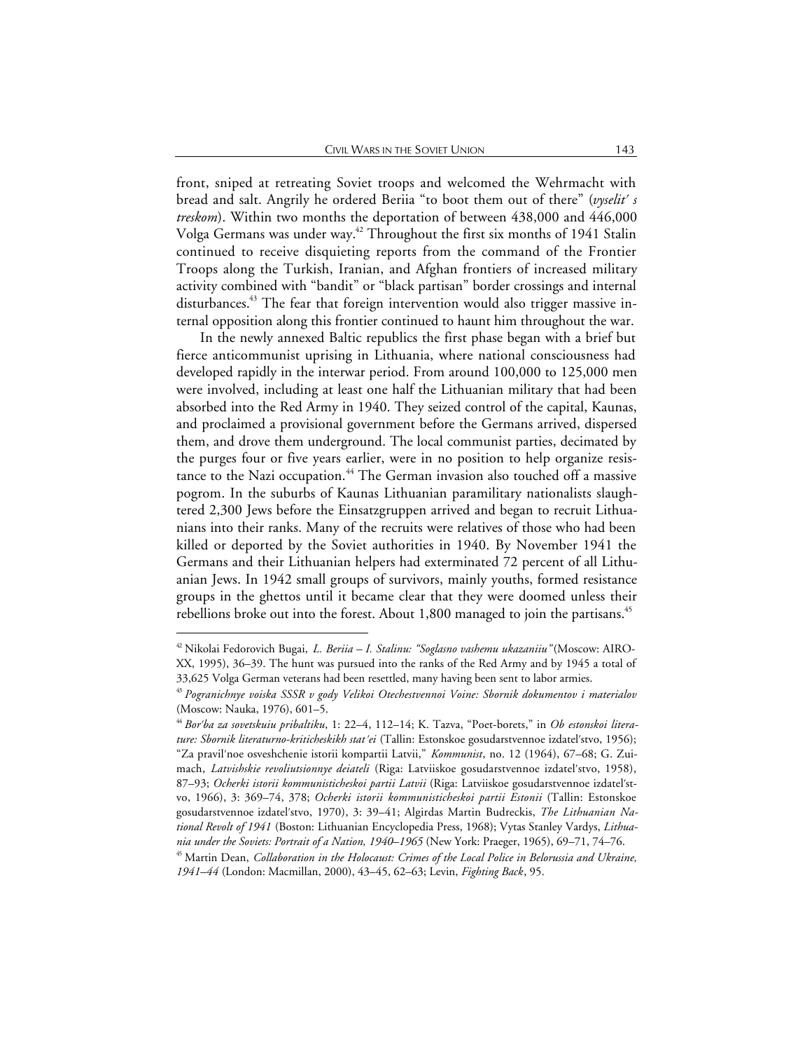front, sniped at retreating Soviet troops and welcomed the Wehrmacht with bread and salt. Angrily he ordered Beriia "to boot them out of there" (*vyselit' s treskom*). Within two months the deportation of between 438,000 and 446,000 Volga Germans was under way.[42] Throughout the first six months of 1941 Stalin continued to receive disquieting reports from the command of the Frontier Troops along the Turkish, Iranian, and Afghan frontiers of increased military activity combined with "bandit" or "black partisan" border crossings and internal disturbances.[43] The fear that foreign intervention would also trigger massive internal opposition along this frontier continued to haunt him throughout the war.

In the newly annexed Baltic republics the first phase began with a brief but fierce anticommunist uprising in Lithuania, where national consciousness had developed rapidly in the interwar period. From around 100,000 to 125,000 men were involved, including at least one half the Lithuanian military that had been absorbed into the Red Army in 1940. They seized control of the capital, Kaunas, and proclaimed a provisional government before the Germans arrived, dispersed them, and drove them underground. The local communist parties, decimated by the purges four or five years earlier, were in no position to help organize resistance to the Nazi occupation.[44] The German invasion also touched off a massive pogrom. In the suburbs of Kaunas Lithuanian paramilitary nationalists slaughtered 2,300 Jews before the Einsatzgruppen arrived and began to recruit Lithuanians into their ranks. Many of the recruits were relatives of those who had been killed or deported by the Soviet authorities in 1940. By November 1941 the Germans and their Lithuanian helpers had exterminated 72 percent of all Lithuanian Jews. In 1942 small groups of survivors, mainly youths, formed resistance groups in the ghettos until it became clear that they were doomed unless their rebellions broke out into the forest. About 1,800 managed to join the partisans.[45]

---

[42] Nikolai Fedorovich Bugai, *L. Beriia – I. Stalinu: "Soglasno vashemu ukazaniiu"* (Moscow: AIRO-XX, 1995), 36–39. The hunt was pursued into the ranks of the Red Army and by 1945 a total of 33,625 Volga German veterans had been resettled, many having been sent to labor armies.

[43] *Pogranichnye voiska SSSR v gody Velikoi Otechestvennoi Voine: Sbornik dokumentov i materialov* (Moscow: Nauka, 1976), 601–5.

[44] *Bor'ba za sovetskuiu pribaltiku*, 1: 22–4, 112–14; K. Tazva, "Poet-borets," in *Ob estonskoi literature: Sbornik literaturno-kriticheskikh stat'ei* (Tallin: Estonskoe gosudarstvennoe izdatel'stvo, 1956); "Za pravil'noe osveshchenie istorii kompartii Latvii," *Kommunist*, no. 12 (1964), 67–68; G. Zuimach, *Latvishskie revoliutsionnye deiateli* (Riga: Latviiskoe gosudarstvennoe izdatel'stvo, 1958), 87–93; *Ocherki istorii kommunisticheskoi partii Latvii* (Riga: Latviiskoe gosudarstvennoe izdatel'stvo, 1966), 3: 369–74, 378; *Ocherki istorii kommunisticheskoi partii Estonii* (Tallin: Estonskoe gosudarstvennoe izdatel'stvo, 1970), 3: 39–41; Algirdas Martin Budreckis, *The Lithuanian National Revolt of 1941* (Boston: Lithuanian Encyclopedia Press, 1968); Vytas Stanley Vardys, *Lithuania under the Soviets: Portrait of a Nation, 1940–1965* (New York: Praeger, 1965), 69–71, 74–76.

[45] Martin Dean, *Collaboration in the Holocaust: Crimes of the Local Police in Belorussia and Ukraine, 1941–44* (London: Macmillan, 2000), 43–45, 62–63; Levin, *Fighting Back*, 95.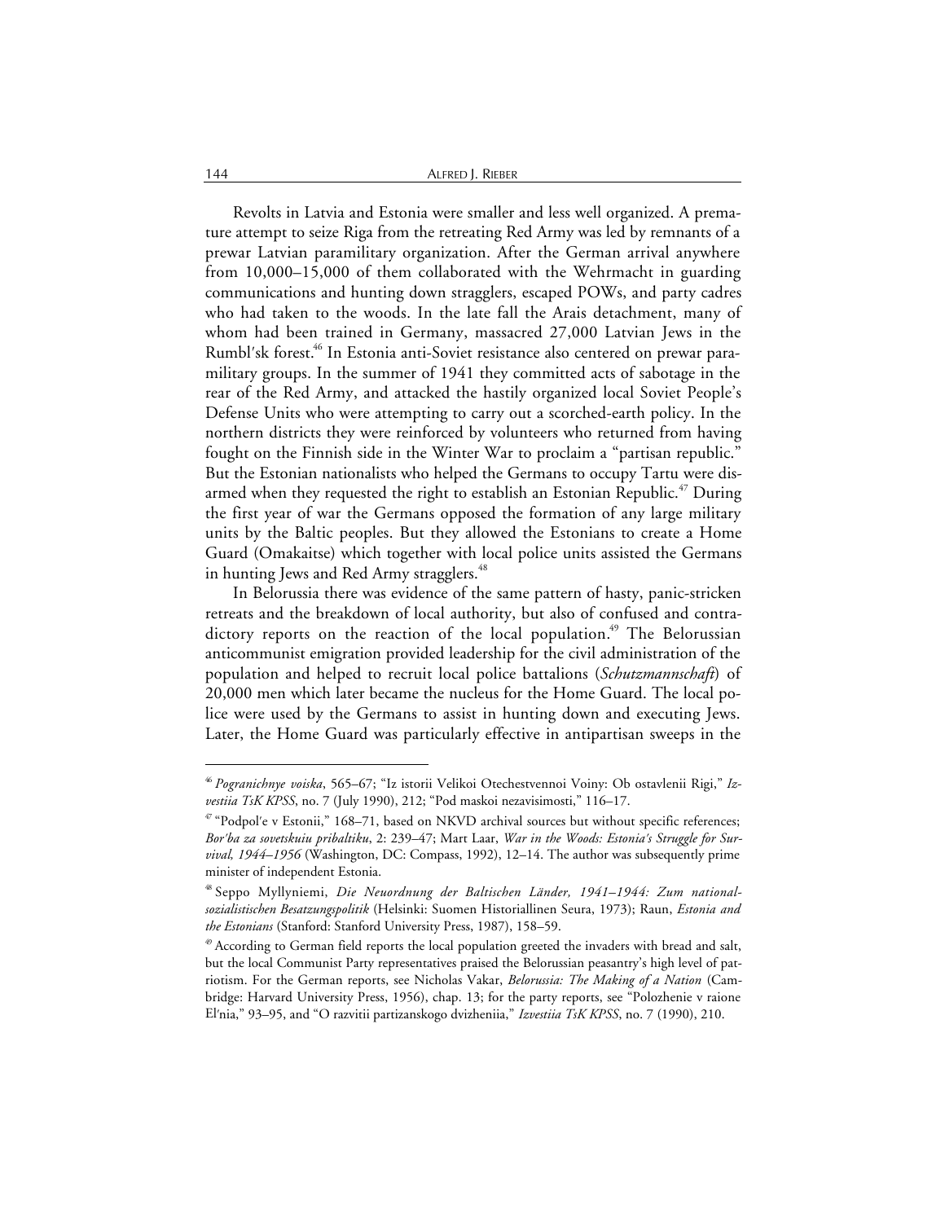Revolts in Latvia and Estonia were smaller and less well organized. A premature attempt to seize Riga from the retreating Red Army was led by remnants of a prewar Latvian paramilitary organization. After the German arrival anywhere from 10,000–15,000 of them collaborated with the Wehrmacht in guarding communications and hunting down stragglers, escaped POWs, and party cadres who had taken to the woods. In the late fall the Arais detachment, many of whom had been trained in Germany, massacred 27,000 Latvian Jews in the Rumbl′sk forest.[46] In Estonia anti-Soviet resistance also centered on prewar paramilitary groups. In the summer of 1941 they committed acts of sabotage in the rear of the Red Army, and attacked the hastily organized local Soviet People's Defense Units who were attempting to carry out a scorched-earth policy. In the northern districts they were reinforced by volunteers who returned from having fought on the Finnish side in the Winter War to proclaim a "partisan republic." But the Estonian nationalists who helped the Germans to occupy Tartu were disarmed when they requested the right to establish an Estonian Republic.[47] During the first year of war the Germans opposed the formation of any large military units by the Baltic peoples. But they allowed the Estonians to create a Home Guard (Omakaitse) which together with local police units assisted the Germans in hunting Jews and Red Army stragglers.[48]

In Belorussia there was evidence of the same pattern of hasty, panic-stricken retreats and the breakdown of local authority, but also of confused and contradictory reports on the reaction of the local population.[49] The Belorussian anticommunist emigration provided leadership for the civil administration of the population and helped to recruit local police battalions (*Schutzmannschaft*) of 20,000 men which later became the nucleus for the Home Guard. The local police were used by the Germans to assist in hunting down and executing Jews. Later, the Home Guard was particularly effective in antipartisan sweeps in the

---

[46] *Pogranichnye voiska*, 565–67; "Iz istorii Velikoi Otechestvennoi Voiny: Ob ostavlenii Rigi," *Izvestiia TsK KPSS*, no. 7 (July 1990), 212; "Pod maskoi nezavisimosti," 116–17.

[47] "Podpol′e v Estonii," 168–71, based on NKVD archival sources but without specific references; *Bor′ba za sovetskuiu pribaltiku*, 2: 239–47; Mart Laar, *War in the Woods: Estonia's Struggle for Survival, 1944–1956* (Washington, DC: Compass, 1992), 12–14. The author was subsequently prime minister of independent Estonia.

[48] Seppo Myllyniemi, *Die Neuordnung der Baltischen Länder, 1941–1944: Zum nationalsozialistischen Besatzungspolitik* (Helsinki: Suomen Historiallinen Seura, 1973); Raun, *Estonia and the Estonians* (Stanford: Stanford University Press, 1987), 158–59.

[49] According to German field reports the local population greeted the invaders with bread and salt, but the local Communist Party representatives praised the Belorussian peasantry's high level of patriotism. For the German reports, see Nicholas Vakar, *Belorussia: The Making of a Nation* (Cambridge: Harvard University Press, 1956), chap. 13; for the party reports, see "Polozhenie v raione El′nia," 93–95, and "O razvitii partizanskogo dvizheniia," *Izvestiia TsK KPSS*, no. 7 (1990), 210.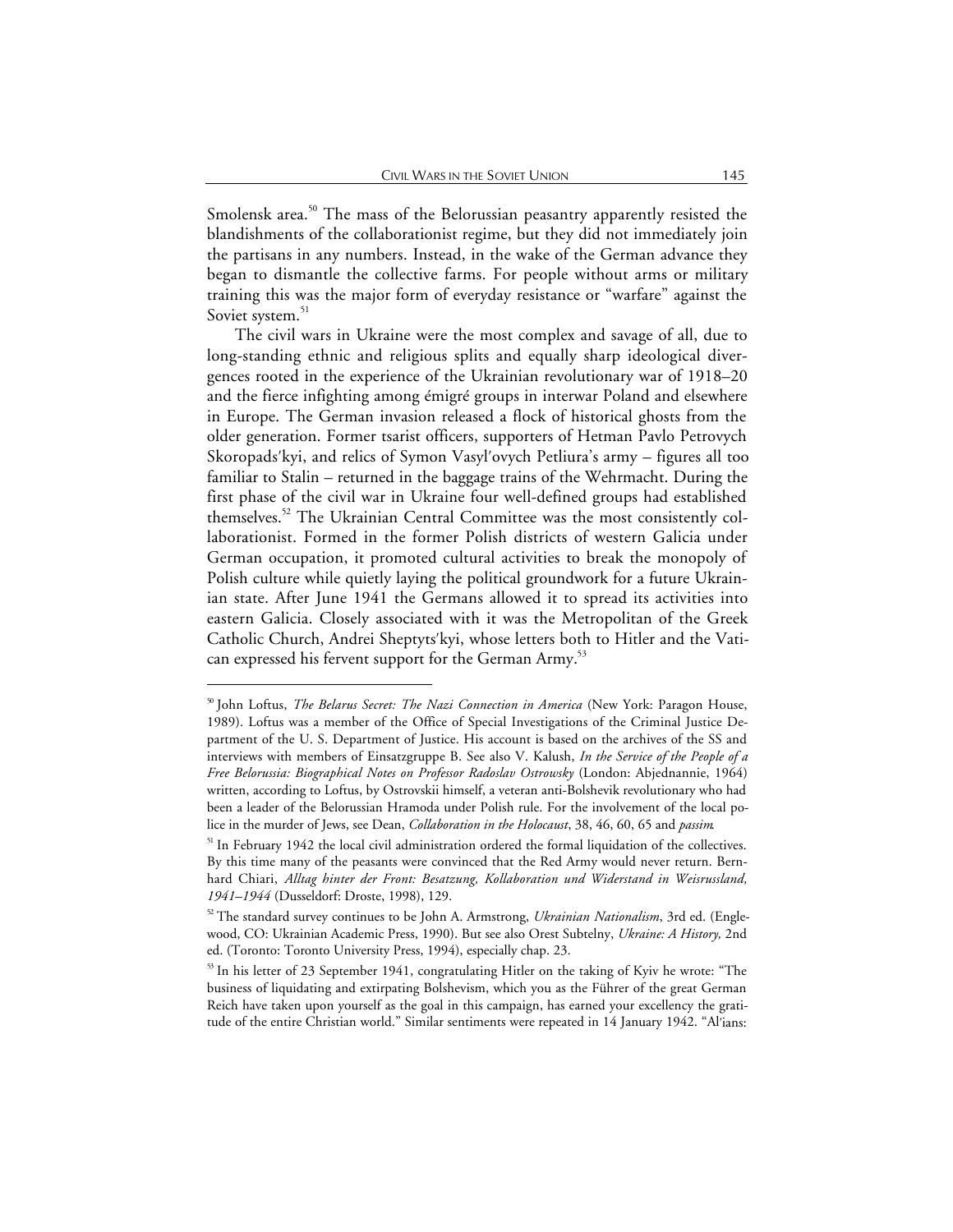Smolensk area.[50] The mass of the Belorussian peasantry apparently resisted the blandishments of the collaborationist regime, but they did not immediately join the partisans in any numbers. Instead, in the wake of the German advance they began to dismantle the collective farms. For people without arms or military training this was the major form of everyday resistance or "warfare" against the Soviet system.[51]

The civil wars in Ukraine were the most complex and savage of all, due to long-standing ethnic and religious splits and equally sharp ideological divergences rooted in the experience of the Ukrainian revolutionary war of 1918–20 and the fierce infighting among émigré groups in interwar Poland and elsewhere in Europe. The German invasion released a flock of historical ghosts from the older generation. Former tsarist officers, supporters of Hetman Pavlo Petrovych Skoropads′kyi, and relics of Symon Vasyl′ovych Petliura's army – figures all too familiar to Stalin – returned in the baggage trains of the Wehrmacht. During the first phase of the civil war in Ukraine four well-defined groups had established themselves.[52] The Ukrainian Central Committee was the most consistently collaborationist. Formed in the former Polish districts of western Galicia under German occupation, it promoted cultural activities to break the monopoly of Polish culture while quietly laying the political groundwork for a future Ukrainian state. After June 1941 the Germans allowed it to spread its activities into eastern Galicia. Closely associated with it was the Metropolitan of the Greek Catholic Church, Andrei Sheptyts′kyi, whose letters both to Hitler and the Vatican expressed his fervent support for the German Army.[53]

---

[50] John Loftus, *The Belarus Secret: The Nazi Connection in America* (New York: Paragon House, 1989). Loftus was a member of the Office of Special Investigations of the Criminal Justice Department of the U. S. Department of Justice. His account is based on the archives of the SS and interviews with members of Einsatzgruppe B. See also V. Kalush, *In the Service of the People of a Free Belorussia: Biographical Notes on Professor Radoslav Ostrowsky* (London: Abjednannie, 1964) written, according to Loftus, by Ostrovskii himself, a veteran anti-Bolshevik revolutionary who had been a leader of the Belorussian Hramoda under Polish rule. For the involvement of the local police in the murder of Jews, see Dean, *Collaboration in the Holocaust*, 38, 46, 60, 65 and *passim*.

[51] In February 1942 the local civil administration ordered the formal liquidation of the collectives. By this time many of the peasants were convinced that the Red Army would never return. Bernhard Chiari, *Alltag hinter der Front: Besatzung, Kollaboration und Widerstand in Weisrussland, 1941–1944* (Dusseldorf: Droste, 1998), 129.

[52] The standard survey continues to be John A. Armstrong, *Ukrainian Nationalism*, 3rd ed. (Englewood, CO: Ukrainian Academic Press, 1990). But see also Orest Subtelny, *Ukraine: A History,* 2nd ed. (Toronto: Toronto University Press, 1994), especially chap. 23.

[53] In his letter of 23 September 1941, congratulating Hitler on the taking of Kyiv he wrote: "The business of liquidating and extirpating Bolshevism, which you as the Führer of the great German Reich have taken upon yourself as the goal in this campaign, has earned your excellency the gratitude of the entire Christian world." Similar sentiments were repeated in 14 January 1942. "Al′ians: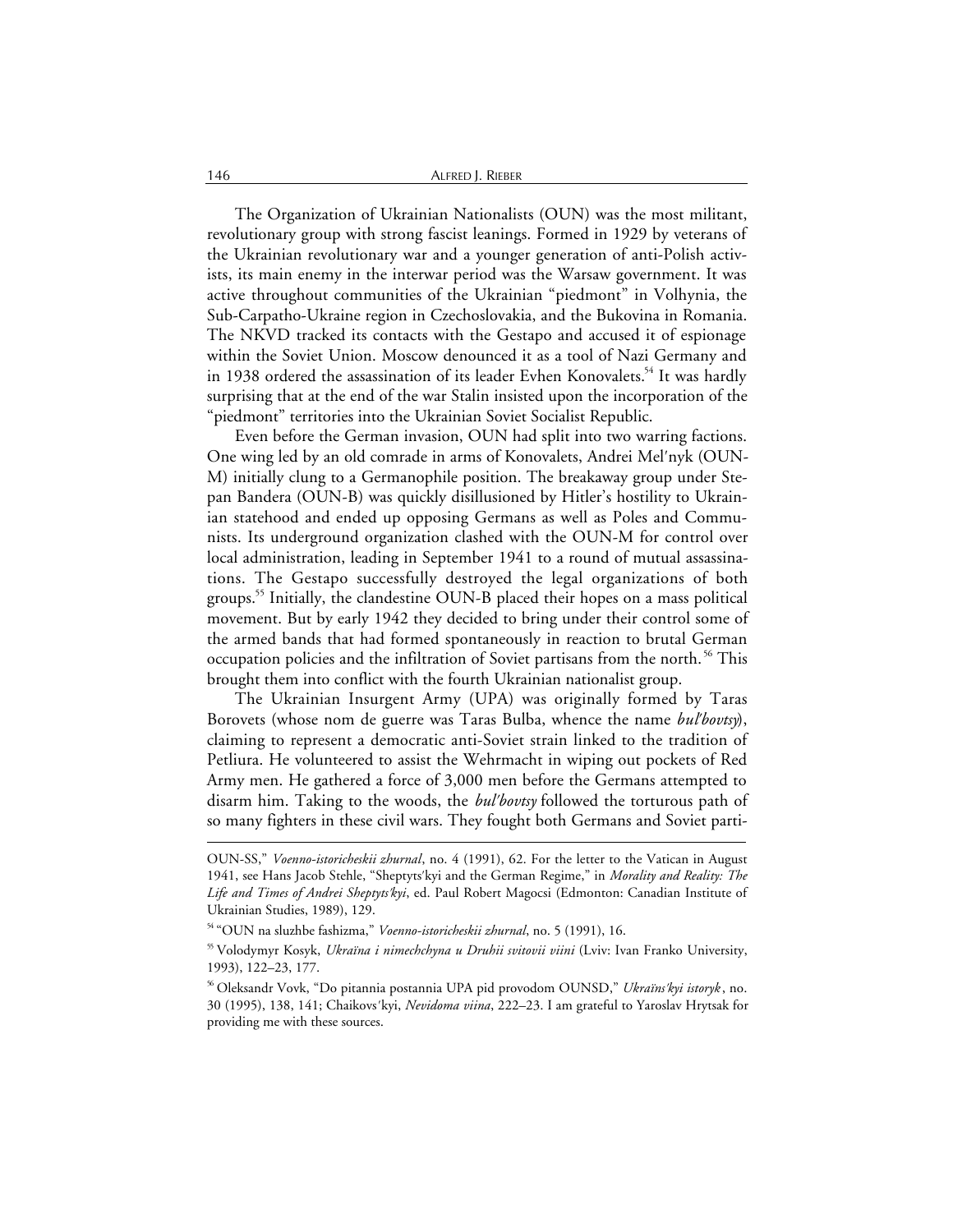The Organization of Ukrainian Nationalists (OUN) was the most militant, revolutionary group with strong fascist leanings. Formed in 1929 by veterans of the Ukrainian revolutionary war and a younger generation of anti-Polish activists, its main enemy in the interwar period was the Warsaw government. It was active throughout communities of the Ukrainian "piedmont" in Volhynia, the Sub-Carpatho-Ukraine region in Czechoslovakia, and the Bukovina in Romania. The NKVD tracked its contacts with the Gestapo and accused it of espionage within the Soviet Union. Moscow denounced it as a tool of Nazi Germany and in 1938 ordered the assassination of its leader Evhen Konovalets.[54] It was hardly surprising that at the end of the war Stalin insisted upon the incorporation of the "piedmont" territories into the Ukrainian Soviet Socialist Republic.

Even before the German invasion, OUN had split into two warring factions. One wing led by an old comrade in arms of Konovalets, Andrei Mel′nyk (OUN-M) initially clung to a Germanophile position. The breakaway group under Stepan Bandera (OUN-B) was quickly disillusioned by Hitler's hostility to Ukrainian statehood and ended up opposing Germans as well as Poles and Communists. Its underground organization clashed with the OUN-M for control over local administration, leading in September 1941 to a round of mutual assassinations. The Gestapo successfully destroyed the legal organizations of both groups.[55] Initially, the clandestine OUN-B placed their hopes on a mass political movement. But by early 1942 they decided to bring under their control some of the armed bands that had formed spontaneously in reaction to brutal German occupation policies and the infiltration of Soviet partisans from the north.[56] This brought them into conflict with the fourth Ukrainian nationalist group.

The Ukrainian Insurgent Army (UPA) was originally formed by Taras Borovets (whose nom de guerre was Taras Bulba, whence the name *bul′bovtsy*), claiming to represent a democratic anti-Soviet strain linked to the tradition of Petliura. He volunteered to assist the Wehrmacht in wiping out pockets of Red Army men. He gathered a force of 3,000 men before the Germans attempted to disarm him. Taking to the woods, the *bul′bovtsy* followed the torturous path of so many fighters in these civil wars. They fought both Germans and Soviet parti-

---

OUN-SS," *Voenno-istoricheskii zhurnal*, no. 4 (1991), 62. For the letter to the Vatican in August 1941, see Hans Jacob Stehle, "Sheptyts′kyi and the German Regime," in *Morality and Reality: The Life and Times of Andrei Sheptyts′kyi*, ed. Paul Robert Magocsi (Edmonton: Canadian Institute of Ukrainian Studies, 1989), 129.

[54] "OUN na sluzhbe fashizma," *Voenno-istoricheskii zhurnal*, no. 5 (1991), 16.

[55] Volodymyr Kosyk, *Ukraïna i nimechchyna u Druhii svitovii viini* (Lviv: Ivan Franko University, 1993), 122–23, 177.

[56] Oleksandr Vovk, "Do pitannia postannia UPA pid provodom OUNSD," *Ukraïns′kyi istoryk*, no. 30 (1995), 138, 141; Chaikovs′kyi, *Nevidoma viina*, 222–23. I am grateful to Yaroslav Hrytsak for providing me with these sources.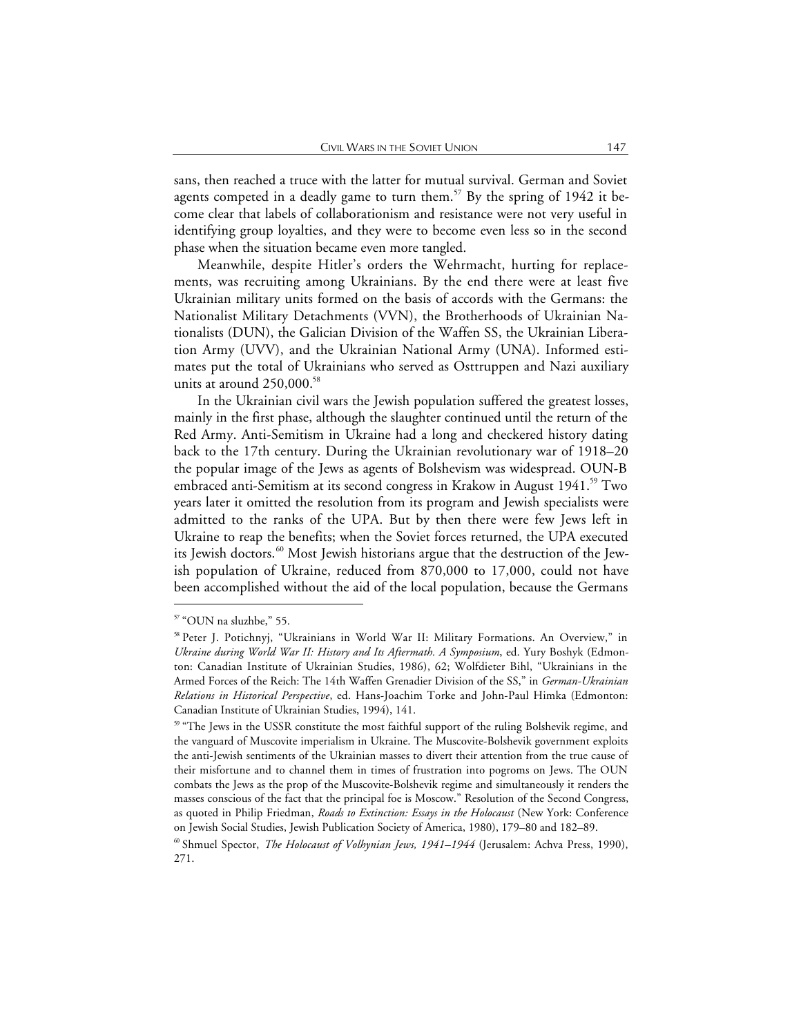sans, then reached a truce with the latter for mutual survival. German and Soviet agents competed in a deadly game to turn them.[57] By the spring of 1942 it become clear that labels of collaborationism and resistance were not very useful in identifying group loyalties, and they were to become even less so in the second phase when the situation became even more tangled.

Meanwhile, despite Hitler's orders the Wehrmacht, hurting for replacements, was recruiting among Ukrainians. By the end there were at least five Ukrainian military units formed on the basis of accords with the Germans: the Nationalist Military Detachments (VVN), the Brotherhoods of Ukrainian Nationalists (DUN), the Galician Division of the Waffen SS, the Ukrainian Liberation Army (UVV), and the Ukrainian National Army (UNA). Informed estimates put the total of Ukrainians who served as Osttruppen and Nazi auxiliary units at around 250,000.[58]

In the Ukrainian civil wars the Jewish population suffered the greatest losses, mainly in the first phase, although the slaughter continued until the return of the Red Army. Anti-Semitism in Ukraine had a long and checkered history dating back to the 17th century. During the Ukrainian revolutionary war of 1918–20 the popular image of the Jews as agents of Bolshevism was widespread. OUN-B embraced anti-Semitism at its second congress in Krakow in August 1941.[59] Two years later it omitted the resolution from its program and Jewish specialists were admitted to the ranks of the UPA. But by then there were few Jews left in Ukraine to reap the benefits; when the Soviet forces returned, the UPA executed its Jewish doctors.[60] Most Jewish historians argue that the destruction of the Jewish population of Ukraine, reduced from 870,000 to 17,000, could not have been accomplished without the aid of the local population, because the Germans

---

[57] "OUN na sluzhbe," 55.

[58] Peter J. Potichnyj, "Ukrainians in World War II: Military Formations. An Overview," in *Ukraine during World War II: History and Its Aftermath. A Symposium*, ed. Yury Boshyk (Edmonton: Canadian Institute of Ukrainian Studies, 1986), 62; Wolfdieter Bihl, "Ukrainians in the Armed Forces of the Reich: The 14th Waffen Grenadier Division of the SS," in *German-Ukrainian Relations in Historical Perspective*, ed. Hans-Joachim Torke and John-Paul Himka (Edmonton: Canadian Institute of Ukrainian Studies, 1994), 141.

[59] "The Jews in the USSR constitute the most faithful support of the ruling Bolshevik regime, and the vanguard of Muscovite imperialism in Ukraine. The Muscovite-Bolshevik government exploits the anti-Jewish sentiments of the Ukrainian masses to divert their attention from the true cause of their misfortune and to channel them in times of frustration into pogroms on Jews. The OUN combats the Jews as the prop of the Muscovite-Bolshevik regime and simultaneously it renders the masses conscious of the fact that the principal foe is Moscow." Resolution of the Second Congress, as quoted in Philip Friedman, *Roads to Extinction: Essays in the Holocaust* (New York: Conference on Jewish Social Studies, Jewish Publication Society of America, 1980), 179–80 and 182–89.

[60] Shmuel Spector, *The Holocaust of Volhynian Jews, 1941–1944* (Jerusalem: Achva Press, 1990), 271.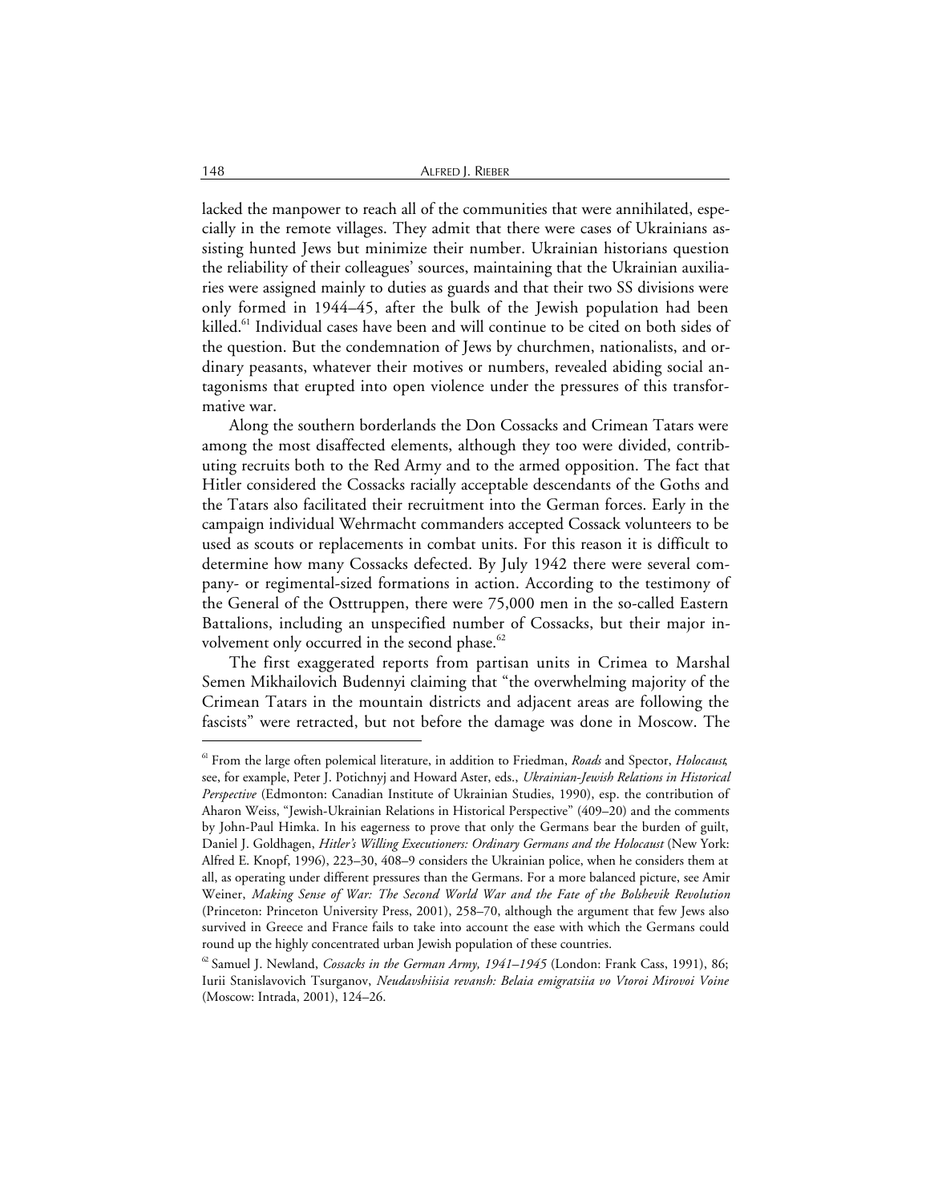lacked the manpower to reach all of the communities that were annihilated, especially in the remote villages. They admit that there were cases of Ukrainians assisting hunted Jews but minimize their number. Ukrainian historians question the reliability of their colleagues' sources, maintaining that the Ukrainian auxiliaries were assigned mainly to duties as guards and that their two SS divisions were only formed in 1944–45, after the bulk of the Jewish population had been killed.[61] Individual cases have been and will continue to be cited on both sides of the question. But the condemnation of Jews by churchmen, nationalists, and ordinary peasants, whatever their motives or numbers, revealed abiding social antagonisms that erupted into open violence under the pressures of this transformative war.

Along the southern borderlands the Don Cossacks and Crimean Tatars were among the most disaffected elements, although they too were divided, contributing recruits both to the Red Army and to the armed opposition. The fact that Hitler considered the Cossacks racially acceptable descendants of the Goths and the Tatars also facilitated their recruitment into the German forces. Early in the campaign individual Wehrmacht commanders accepted Cossack volunteers to be used as scouts or replacements in combat units. For this reason it is difficult to determine how many Cossacks defected. By July 1942 there were several company- or regimental-sized formations in action. According to the testimony of the General of the Osttruppen, there were 75,000 men in the so-called Eastern Battalions, including an unspecified number of Cossacks, but their major involvement only occurred in the second phase.[62]

The first exaggerated reports from partisan units in Crimea to Marshal Semen Mikhailovich Budennyi claiming that "the overwhelming majority of the Crimean Tatars in the mountain districts and adjacent areas are following the fascists" were retracted, but not before the damage was done in Moscow. The

---

[61] From the large often polemical literature, in addition to Friedman, *Roads* and Spector, *Holocaust*, see, for example, Peter J. Potichnyj and Howard Aster, eds., *Ukrainian-Jewish Relations in Historical Perspective* (Edmonton: Canadian Institute of Ukrainian Studies, 1990), esp. the contribution of Aharon Weiss, "Jewish-Ukrainian Relations in Historical Perspective" (409–20) and the comments by John-Paul Himka. In his eagerness to prove that only the Germans bear the burden of guilt, Daniel J. Goldhagen, *Hitler's Willing Executioners: Ordinary Germans and the Holocaust* (New York: Alfred E. Knopf, 1996), 223–30, 408–9 considers the Ukrainian police, when he considers them at all, as operating under different pressures than the Germans. For a more balanced picture, see Amir Weiner, *Making Sense of War: The Second World War and the Fate of the Bolshevik Revolution* (Princeton: Princeton University Press, 2001), 258–70, although the argument that few Jews also survived in Greece and France fails to take into account the ease with which the Germans could round up the highly concentrated urban Jewish population of these countries.

[62] Samuel J. Newland, *Cossacks in the German Army, 1941–1945* (London: Frank Cass, 1991), 86; Iurii Stanislavovich Tsurganov, *Neudavshiisia revansh: Belaia emigratsiia vo Vtoroi Mirovoi Voine* (Moscow: Intrada, 2001), 124–26.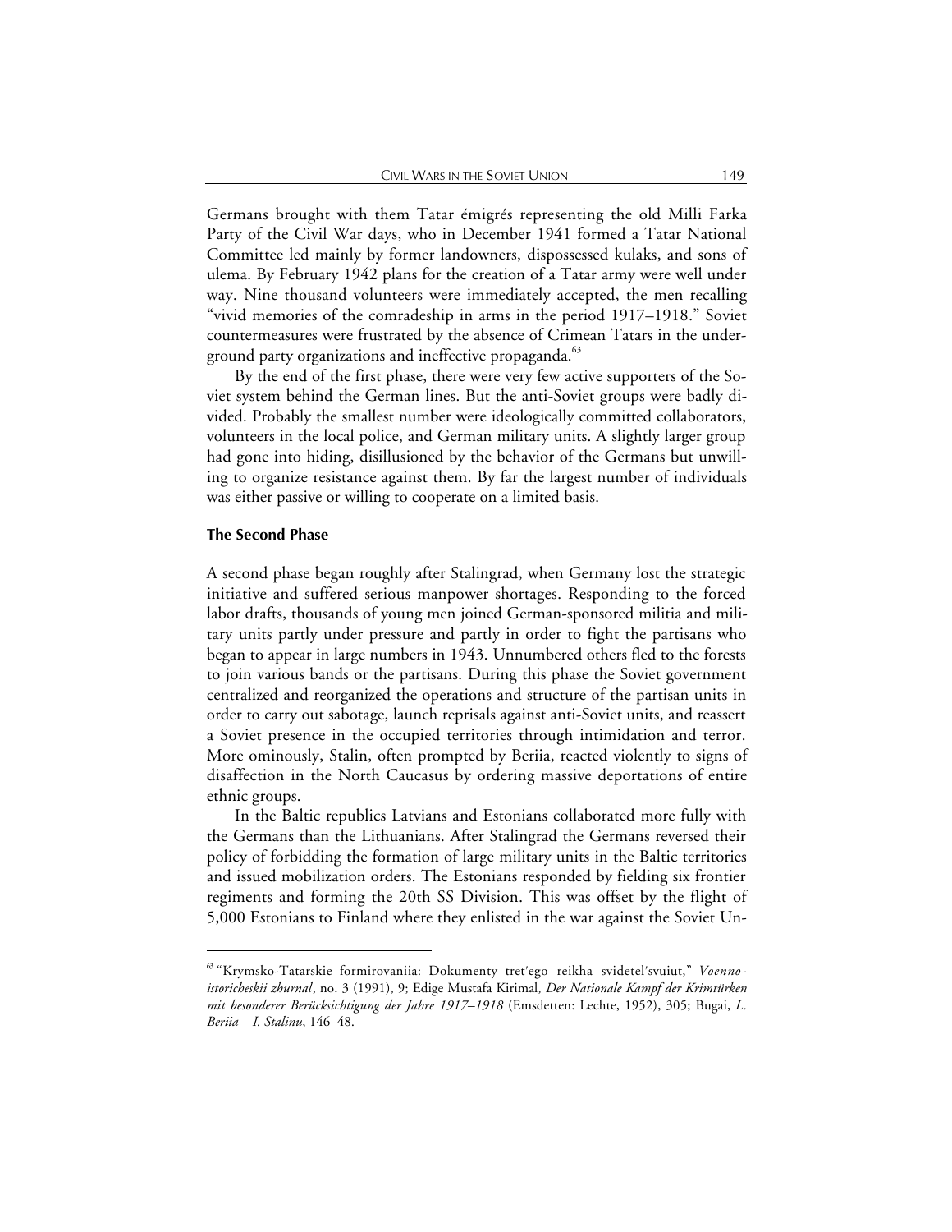Germans brought with them Tatar émigrés representing the old Milli Farka Party of the Civil War days, who in December 1941 formed a Tatar National Committee led mainly by former landowners, dispossessed kulaks, and sons of ulema. By February 1942 plans for the creation of a Tatar army were well under way. Nine thousand volunteers were immediately accepted, the men recalling "vivid memories of the comradeship in arms in the period 1917–1918." Soviet countermeasures were frustrated by the absence of Crimean Tatars in the underground party organizations and ineffective propaganda.[63]

By the end of the first phase, there were very few active supporters of the Soviet system behind the German lines. But the anti-Soviet groups were badly divided. Probably the smallest number were ideologically committed collaborators, volunteers in the local police, and German military units. A slightly larger group had gone into hiding, disillusioned by the behavior of the Germans but unwilling to organize resistance against them. By far the largest number of individuals was either passive or willing to cooperate on a limited basis.

### The Second Phase

A second phase began roughly after Stalingrad, when Germany lost the strategic initiative and suffered serious manpower shortages. Responding to the forced labor drafts, thousands of young men joined German-sponsored militia and military units partly under pressure and partly in order to fight the partisans who began to appear in large numbers in 1943. Unnumbered others fled to the forests to join various bands or the partisans. During this phase the Soviet government centralized and reorganized the operations and structure of the partisan units in order to carry out sabotage, launch reprisals against anti-Soviet units, and reassert a Soviet presence in the occupied territories through intimidation and terror. More ominously, Stalin, often prompted by Beriia, reacted violently to signs of disaffection in the North Caucasus by ordering massive deportations of entire ethnic groups.

In the Baltic republics Latvians and Estonians collaborated more fully with the Germans than the Lithuanians. After Stalingrad the Germans reversed their policy of forbidding the formation of large military units in the Baltic territories and issued mobilization orders. The Estonians responded by fielding six frontier regiments and forming the 20th SS Division. This was offset by the flight of 5,000 Estonians to Finland where they enlisted in the war against the Soviet Un-

---

[63] "Krymsko-Tatarskie formirovaniia: Dokumenty tret'ego reikha svidetel'svuiut," *Voenno-istoricheskii zhurnal*, no. 3 (1991), 9; Edige Mustafa Kirimal, *Der Nationale Kampf der Krimtürken mit besonderer Berücksichtigung der Jahre 1917–1918* (Emsdetten: Lechte, 1952), 305; Bugai, *L. Beriia – I. Stalinu*, 146–48.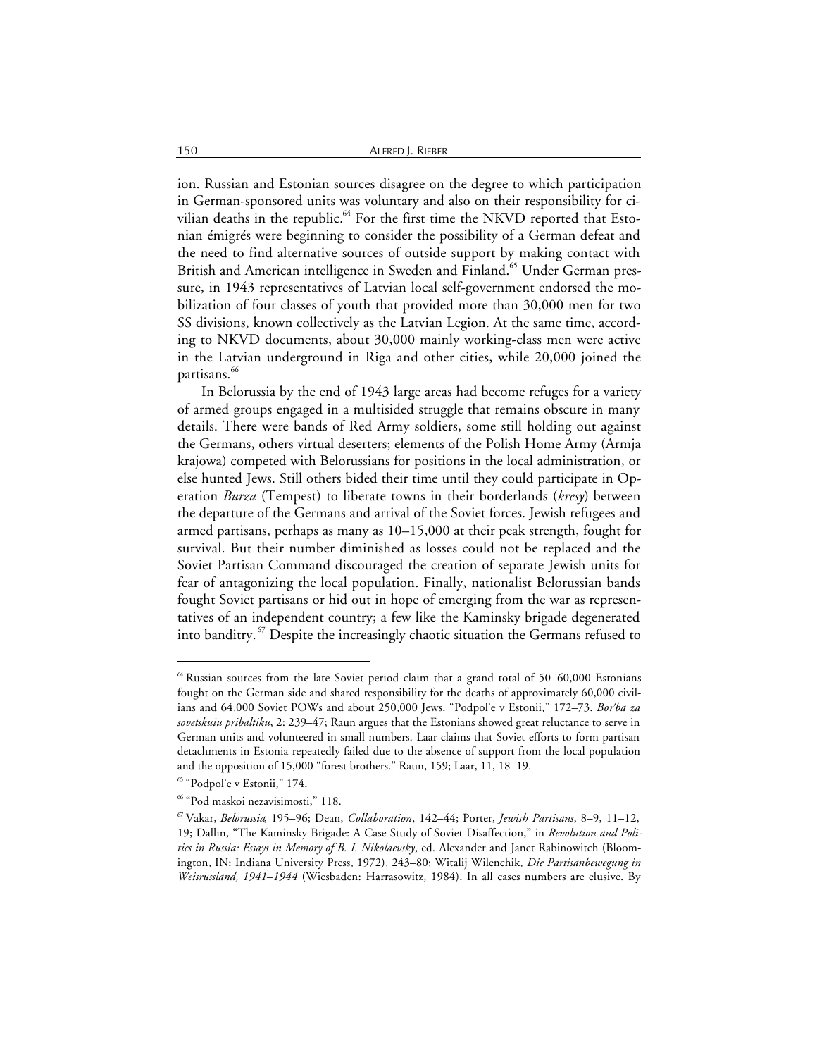ion. Russian and Estonian sources disagree on the degree to which participation in German-sponsored units was voluntary and also on their responsibility for civilian deaths in the republic.[64] For the first time the NKVD reported that Estonian émigrés were beginning to consider the possibility of a German defeat and the need to find alternative sources of outside support by making contact with British and American intelligence in Sweden and Finland.[65] Under German pressure, in 1943 representatives of Latvian local self-government endorsed the mobilization of four classes of youth that provided more than 30,000 men for two SS divisions, known collectively as the Latvian Legion. At the same time, according to NKVD documents, about 30,000 mainly working-class men were active in the Latvian underground in Riga and other cities, while 20,000 joined the partisans.[66]

In Belorussia by the end of 1943 large areas had become refuges for a variety of armed groups engaged in a multisided struggle that remains obscure in many details. There were bands of Red Army soldiers, some still holding out against the Germans, others virtual deserters; elements of the Polish Home Army (Armja krajowa) competed with Belorussians for positions in the local administration, or else hunted Jews. Still others bided their time until they could participate in Operation *Burza* (Tempest) to liberate towns in their borderlands (*kresy*) between the departure of the Germans and arrival of the Soviet forces. Jewish refugees and armed partisans, perhaps as many as 10–15,000 at their peak strength, fought for survival. But their number diminished as losses could not be replaced and the Soviet Partisan Command discouraged the creation of separate Jewish units for fear of antagonizing the local population. Finally, nationalist Belorussian bands fought Soviet partisans or hid out in hope of emerging from the war as representatives of an independent country; a few like the Kaminsky brigade degenerated into banditry.[67] Despite the increasingly chaotic situation the Germans refused to

---

[64] Russian sources from the late Soviet period claim that a grand total of 50–60,000 Estonians fought on the German side and shared responsibility for the deaths of approximately 60,000 civilians and 64,000 Soviet POWs and about 250,000 Jews. "Podpol′e v Estonii," 172–73. *Bor′ba za sovetskuiu pribaltiku*, 2: 239–47; Raun argues that the Estonians showed great reluctance to serve in German units and volunteered in small numbers. Laar claims that Soviet efforts to form partisan detachments in Estonia repeatedly failed due to the absence of support from the local population and the opposition of 15,000 "forest brothers." Raun, 159; Laar, 11, 18–19.

[65] "Podpol′e v Estonii," 174.

[66] "Pod maskoi nezavisimosti," 118.

[67] Vakar, *Belorussia*, 195–96; Dean, *Collaboration*, 142–44; Porter, *Jewish Partisans*, 8–9, 11–12, 19; Dallin, "The Kaminsky Brigade: A Case Study of Soviet Disaffection," in *Revolution and Politics in Russia: Essays in Memory of B. I. Nikolaevsky*, ed. Alexander and Janet Rabinowitch (Bloomington, IN: Indiana University Press, 1972), 243–80; Witalij Wilenchik, *Die Partisanbewegung in Weisrussland, 1941–1944* (Wiesbaden: Harrasowitz, 1984). In all cases numbers are elusive. By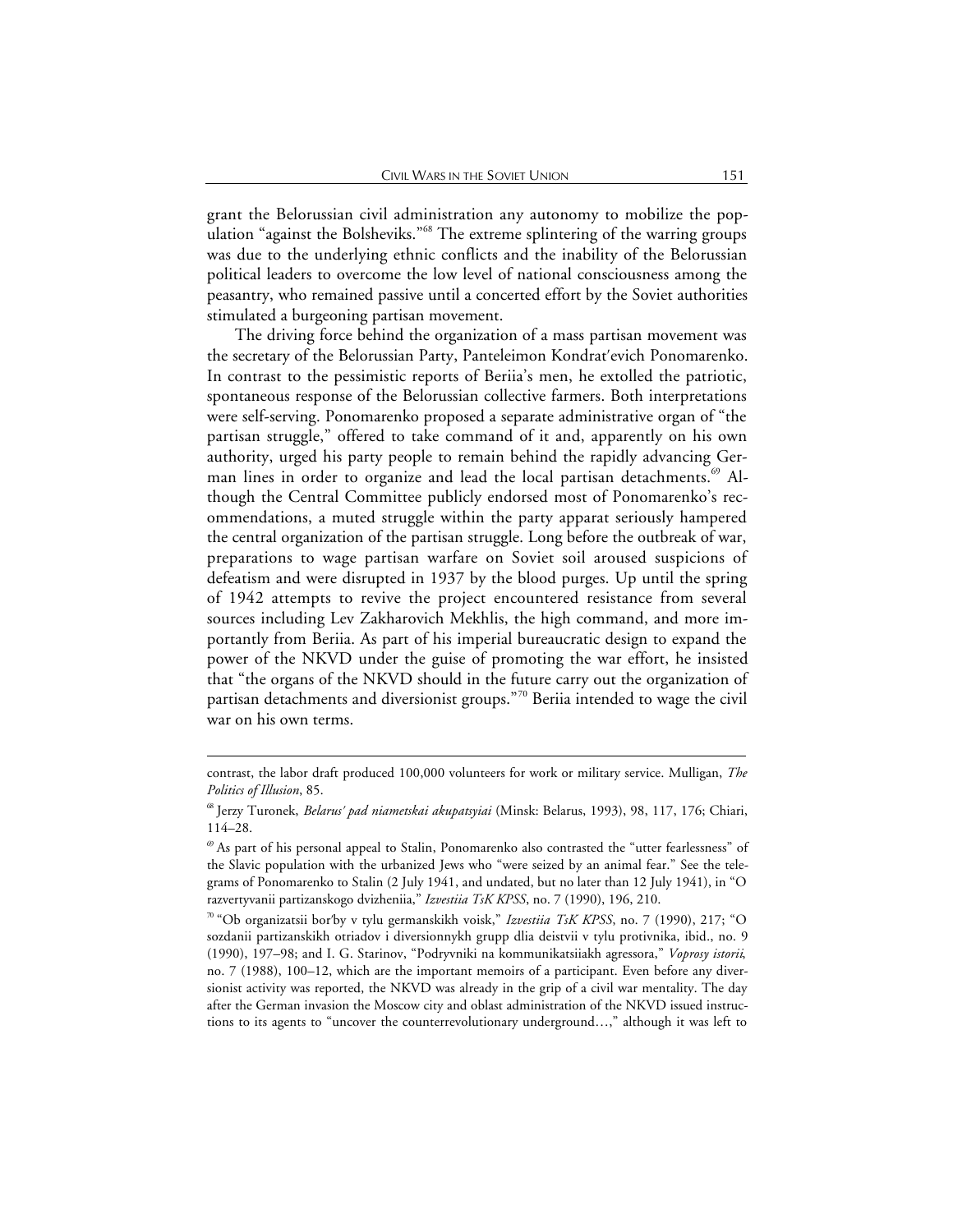grant the Belorussian civil administration any autonomy to mobilize the population "against the Bolsheviks."[68] The extreme splintering of the warring groups was due to the underlying ethnic conflicts and the inability of the Belorussian political leaders to overcome the low level of national consciousness among the peasantry, who remained passive until a concerted effort by the Soviet authorities stimulated a burgeoning partisan movement.

The driving force behind the organization of a mass partisan movement was the secretary of the Belorussian Party, Panteleimon Kondrat′evich Ponomarenko. In contrast to the pessimistic reports of Beriia's men, he extolled the patriotic, spontaneous response of the Belorussian collective farmers. Both interpretations were self-serving. Ponomarenko proposed a separate administrative organ of "the partisan struggle," offered to take command of it and, apparently on his own authority, urged his party people to remain behind the rapidly advancing German lines in order to organize and lead the local partisan detachments.[69] Although the Central Committee publicly endorsed most of Ponomarenko's recommendations, a muted struggle within the party apparat seriously hampered the central organization of the partisan struggle. Long before the outbreak of war, preparations to wage partisan warfare on Soviet soil aroused suspicions of defeatism and were disrupted in 1937 by the blood purges. Up until the spring of 1942 attempts to revive the project encountered resistance from several sources including Lev Zakharovich Mekhlis, the high command, and more importantly from Beriia. As part of his imperial bureaucratic design to expand the power of the NKVD under the guise of promoting the war effort, he insisted that "the organs of the NKVD should in the future carry out the organization of partisan detachments and diversionist groups."[70] Beriia intended to wage the civil war on his own terms.

---

contrast, the labor draft produced 100,000 volunteers for work or military service. Mulligan, *The Politics of Illusion*, 85.

[68] Jerzy Turonek, *Belarus' pad niametskai akupatsyiai* (Minsk: Belarus, 1993), 98, 117, 176; Chiari, 114–28.

[69] As part of his personal appeal to Stalin, Ponomarenko also contrasted the "utter fearlessness" of the Slavic population with the urbanized Jews who "were seized by an animal fear." See the telegrams of Ponomarenko to Stalin (2 July 1941, and undated, but no later than 12 July 1941), in "O razvertyvanii partizanskogo dvizheniia," *Izvestiia TsK KPSS*, no. 7 (1990), 196, 210.

[70] "Ob organizatsii bor′by v tylu germanskikh voisk," *Izvestiia TsK KPSS*, no. 7 (1990), 217; "O sozdanii partizanskikh otriadov i diversionnykh grupp dlia deistvii v tylu protivnika, ibid., no. 9 (1990), 197–98; and I. G. Starinov, "Podryvniki na kommunikatsiiakh agressora," *Voprosy istorii*, no. 7 (1988), 100–12, which are the important memoirs of a participant. Even before any diversionist activity was reported, the NKVD was already in the grip of a civil war mentality. The day after the German invasion the Moscow city and oblast administration of the NKVD issued instructions to its agents to "uncover the counterrevolutionary underground…," although it was left to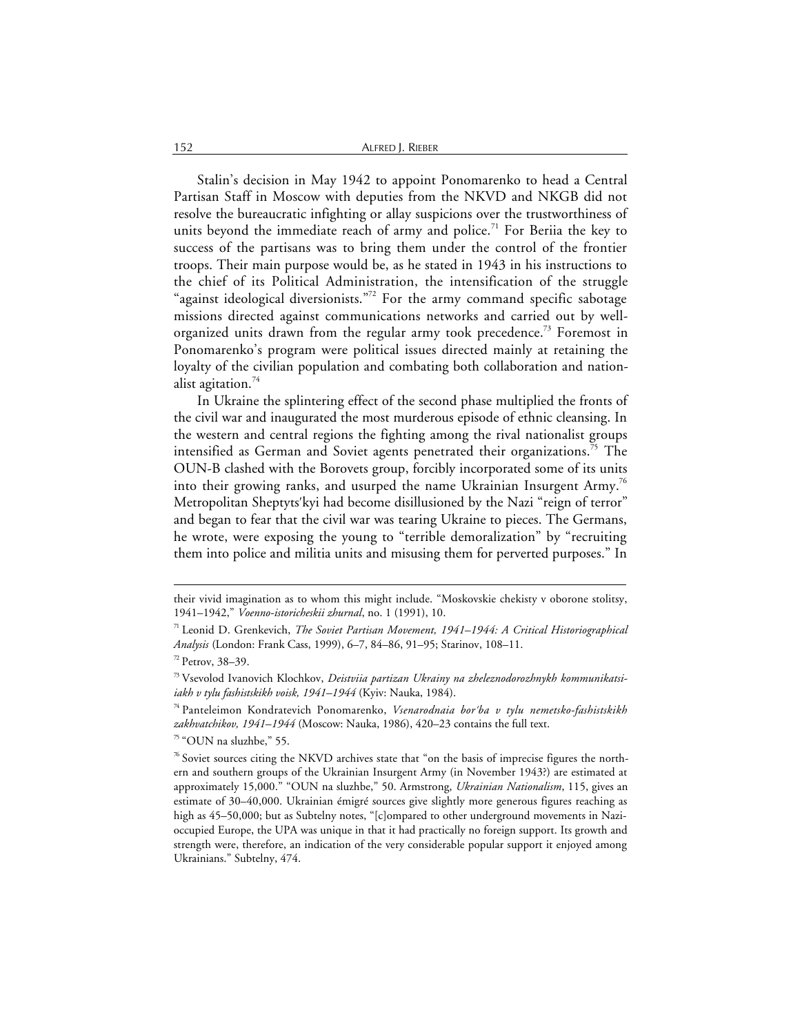Stalin's decision in May 1942 to appoint Ponomarenko to head a Central Partisan Staff in Moscow with deputies from the NKVD and NKGB did not resolve the bureaucratic infighting or allay suspicions over the trustworthiness of units beyond the immediate reach of army and police.[71] For Beriia the key to success of the partisans was to bring them under the control of the frontier troops. Their main purpose would be, as he stated in 1943 in his instructions to the chief of its Political Administration, the intensification of the struggle "against ideological diversionists."[72] For the army command specific sabotage missions directed against communications networks and carried out by well-organized units drawn from the regular army took precedence.[73] Foremost in Ponomarenko's program were political issues directed mainly at retaining the loyalty of the civilian population and combating both collaboration and nationalist agitation.[74]

In Ukraine the splintering effect of the second phase multiplied the fronts of the civil war and inaugurated the most murderous episode of ethnic cleansing. In the western and central regions the fighting among the rival nationalist groups intensified as German and Soviet agents penetrated their organizations.[75] The OUN-B clashed with the Borovets group, forcibly incorporated some of its units into their growing ranks, and usurped the name Ukrainian Insurgent Army.[76] Metropolitan Sheptyts′kyi had become disillusioned by the Nazi "reign of terror" and began to fear that the civil war was tearing Ukraine to pieces. The Germans, he wrote, were exposing the young to "terrible demoralization" by "recruiting them into police and militia units and misusing them for perverted purposes." In

---

their vivid imagination as to whom this might include. "Moskovskie chekisty v oborone stolitsy, 1941–1942," *Voenno-istoricheskii zhurnal*, no. 1 (1991), 10.

[71] Leonid D. Grenkevich, *The Soviet Partisan Movement, 1941–1944: A Critical Historiographical Analysis* (London: Frank Cass, 1999), 6–7, 84–86, 91–95; Starinov, 108–11.

[72] Petrov, 38–39.

[73] Vsevolod Ivanovich Klochkov, *Deistviia partizan Ukrainy na zheleznodorozhnykh kommunikatsiiakh v tylu fashistskikh voisk, 1941–1944* (Kyiv: Nauka, 1984).

[74] Panteleimon Kondratevich Ponomarenko, *Vsenarodnaia bor′ba v tylu nemetsko-fashistskikh zakhvatchikov, 1941–1944* (Moscow: Nauka, 1986), 420–23 contains the full text.

[75] "OUN na sluzhbe," 55.

[76] Soviet sources citing the NKVD archives state that "on the basis of imprecise figures the northern and southern groups of the Ukrainian Insurgent Army (in November 1943?) are estimated at approximately 15,000." "OUN na sluzhbe," 50. Armstrong, *Ukrainian Nationalism*, 115, gives an estimate of 30–40,000. Ukrainian émigré sources give slightly more generous figures reaching as high as 45–50,000; but as Subtelny notes, "[c]ompared to other underground movements in Nazi-occupied Europe, the UPA was unique in that it had practically no foreign support. Its growth and strength were, therefore, an indication of the very considerable popular support it enjoyed among Ukrainians." Subtelny, 474.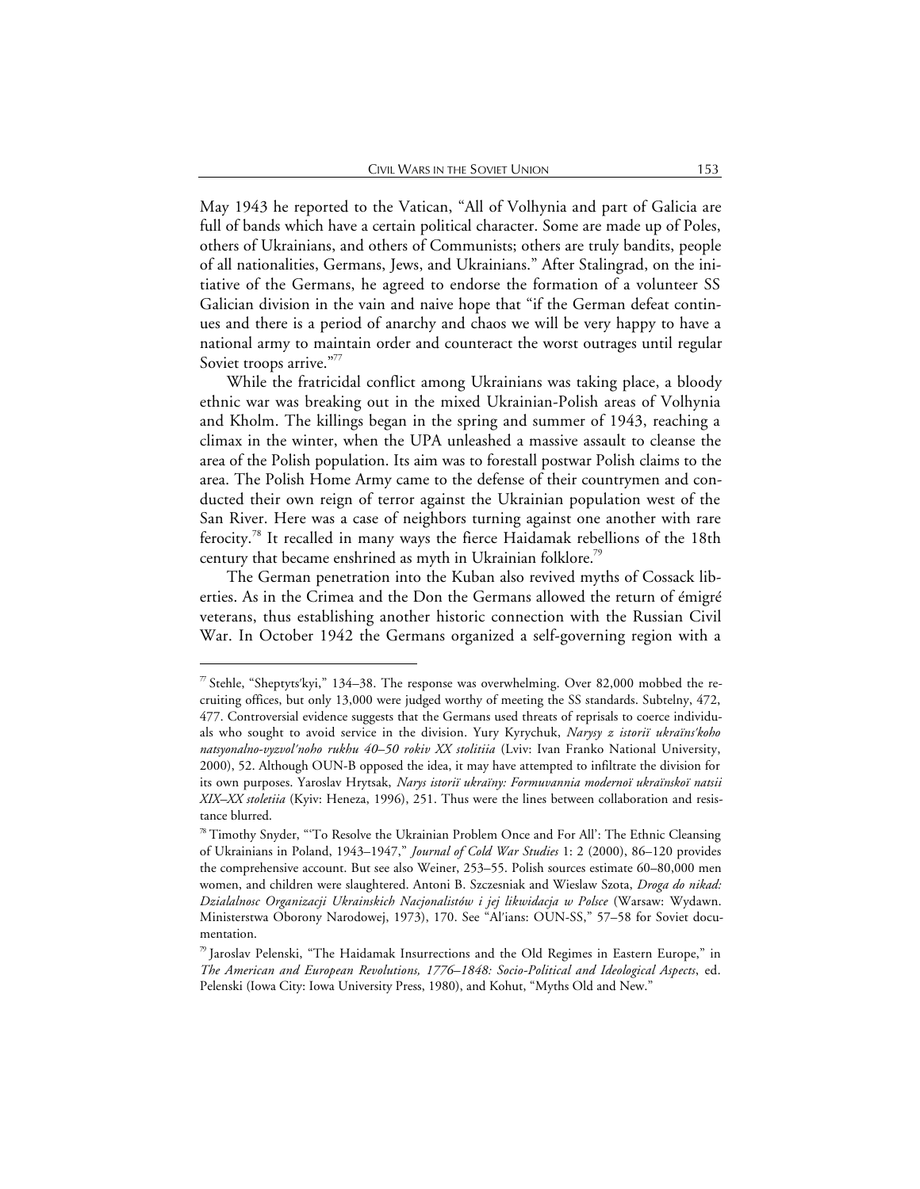May 1943 he reported to the Vatican, "All of Volhynia and part of Galicia are full of bands which have a certain political character. Some are made up of Poles, others of Ukrainians, and others of Communists; others are truly bandits, people of all nationalities, Germans, Jews, and Ukrainians." After Stalingrad, on the initiative of the Germans, he agreed to endorse the formation of a volunteer SS Galician division in the vain and naive hope that "if the German defeat continues and there is a period of anarchy and chaos we will be very happy to have a national army to maintain order and counteract the worst outrages until regular Soviet troops arrive."[77]

While the fratricidal conflict among Ukrainians was taking place, a bloody ethnic war was breaking out in the mixed Ukrainian-Polish areas of Volhynia and Kholm. The killings began in the spring and summer of 1943, reaching a climax in the winter, when the UPA unleashed a massive assault to cleanse the area of the Polish population. Its aim was to forestall postwar Polish claims to the area. The Polish Home Army came to the defense of their countrymen and conducted their own reign of terror against the Ukrainian population west of the San River. Here was a case of neighbors turning against one another with rare ferocity.[78] It recalled in many ways the fierce Haidamak rebellions of the 18th century that became enshrined as myth in Ukrainian folklore.[79]

The German penetration into the Kuban also revived myths of Cossack liberties. As in the Crimea and the Don the Germans allowed the return of émigré veterans, thus establishing another historic connection with the Russian Civil War. In October 1942 the Germans organized a self-governing region with a

---

[77] Stehle, "Sheptyts'kyi," 134–38. The response was overwhelming. Over 82,000 mobbed the recruiting offices, but only 13,000 were judged worthy of meeting the SS standards. Subtelny, 472, 477. Controversial evidence suggests that the Germans used threats of reprisals to coerce individuals who sought to avoid service in the division. Yury Kyrychuk, *Narysy z istoriï ukraïns'koho natsyonalno-vyzvol'noho rukhu 40–50 rokiv XX stolitiia* (Lviv: Ivan Franko National University, 2000), 52. Although OUN-B opposed the idea, it may have attempted to infiltrate the division for its own purposes. Yaroslav Hrytsak, *Narys istoriï ukraïny: Formuvannia modernoï ukraïnskoï natsii XIX–XX stoletiia* (Kyiv: Heneza, 1996), 251. Thus were the lines between collaboration and resistance blurred.

[78] Timothy Snyder, "'To Resolve the Ukrainian Problem Once and For All': The Ethnic Cleansing of Ukrainians in Poland, 1943–1947," *Journal of Cold War Studies* 1: 2 (2000), 86–120 provides the comprehensive account. But see also Weiner, 253–55. Polish sources estimate 60–80,000 men women, and children were slaughtered. Antoni B. Szczesniak and Wieslaw Szota, *Droga do nikad: Dzialalnosc Organizacji Ukrainskich Nacjonalistów i jej likwidacja w Polsce* (Warsaw: Wydawn. Ministerstwa Oborony Narodowej, 1973), 170. See "Al'ians: OUN-SS," 57–58 for Soviet documentation.

[79] Jaroslav Pelenski, "The Haidamak Insurrections and the Old Regimes in Eastern Europe," in *The American and European Revolutions, 1776–1848: Socio-Political and Ideological Aspects*, ed. Pelenski (Iowa City: Iowa University Press, 1980), and Kohut, "Myths Old and New."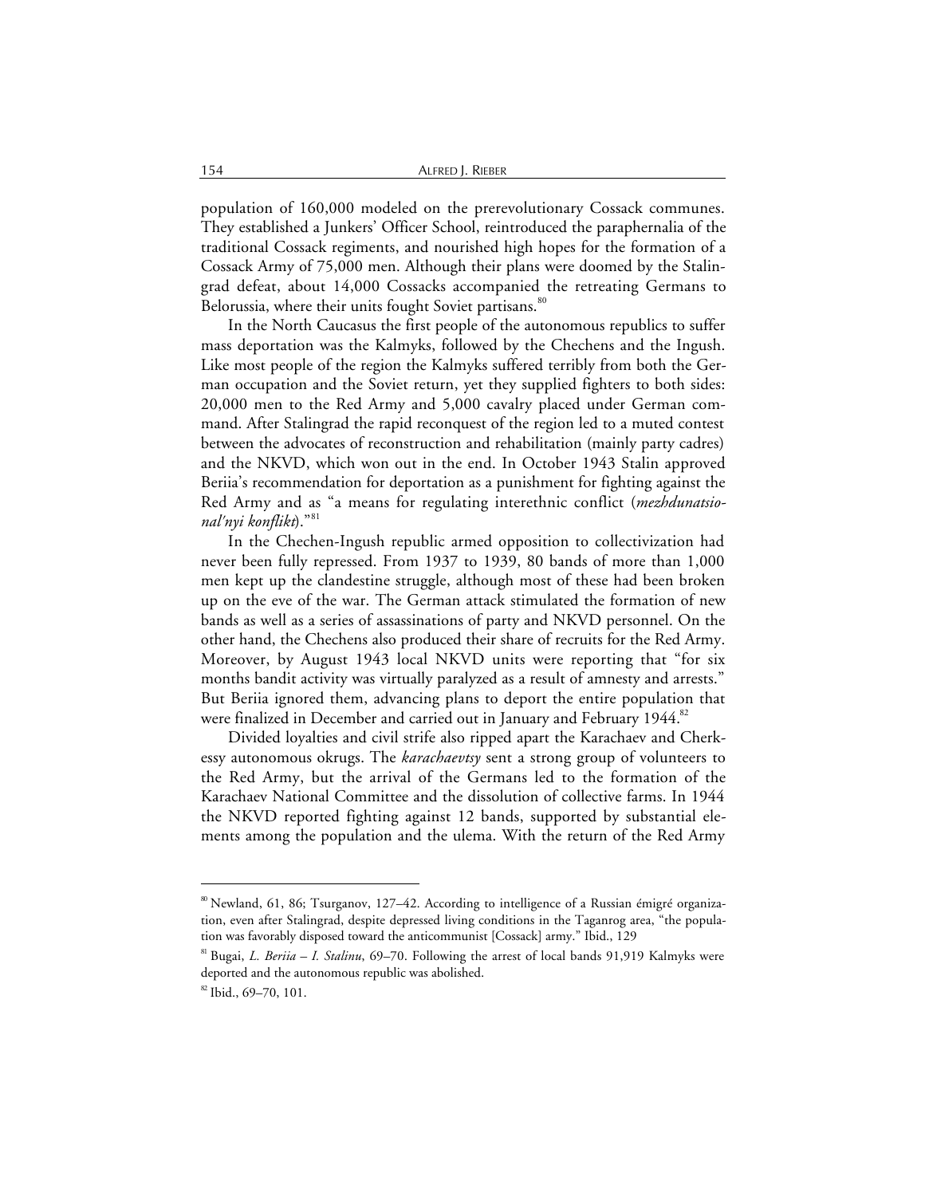population of 160,000 modeled on the prerevolutionary Cossack communes. They established a Junkers' Officer School, reintroduced the paraphernalia of the traditional Cossack regiments, and nourished high hopes for the formation of a Cossack Army of 75,000 men. Although their plans were doomed by the Stalingrad defeat, about 14,000 Cossacks accompanied the retreating Germans to Belorussia, where their units fought Soviet partisans.[80]

In the North Caucasus the first people of the autonomous republics to suffer mass deportation was the Kalmyks, followed by the Chechens and the Ingush. Like most people of the region the Kalmyks suffered terribly from both the German occupation and the Soviet return, yet they supplied fighters to both sides: 20,000 men to the Red Army and 5,000 cavalry placed under German command. After Stalingrad the rapid reconquest of the region led to a muted contest between the advocates of reconstruction and rehabilitation (mainly party cadres) and the NKVD, which won out in the end. In October 1943 Stalin approved Beriia's recommendation for deportation as a punishment for fighting against the Red Army and as "a means for regulating interethnic conflict (*mezhdunatsional'nyi konflikt*)."[81]

In the Chechen-Ingush republic armed opposition to collectivization had never been fully repressed. From 1937 to 1939, 80 bands of more than 1,000 men kept up the clandestine struggle, although most of these had been broken up on the eve of the war. The German attack stimulated the formation of new bands as well as a series of assassinations of party and NKVD personnel. On the other hand, the Chechens also produced their share of recruits for the Red Army. Moreover, by August 1943 local NKVD units were reporting that "for six months bandit activity was virtually paralyzed as a result of amnesty and arrests." But Beriia ignored them, advancing plans to deport the entire population that were finalized in December and carried out in January and February 1944.[82]

Divided loyalties and civil strife also ripped apart the Karachaev and Cherkessy autonomous okrugs. The *karachaevtsy* sent a strong group of volunteers to the Red Army, but the arrival of the Germans led to the formation of the Karachaev National Committee and the dissolution of collective farms. In 1944 the NKVD reported fighting against 12 bands, supported by substantial elements among the population and the ulema. With the return of the Red Army

---

[80] Newland, 61, 86; Tsurganov, 127–42. According to intelligence of a Russian émigré organization, even after Stalingrad, despite depressed living conditions in the Taganrog area, "the population was favorably disposed toward the anticommunist [Cossack] army." Ibid., 129

[81] Bugai, *L. Beriia – I. Stalinu*, 69–70. Following the arrest of local bands 91,919 Kalmyks were deported and the autonomous republic was abolished.

[82] Ibid., 69–70, 101.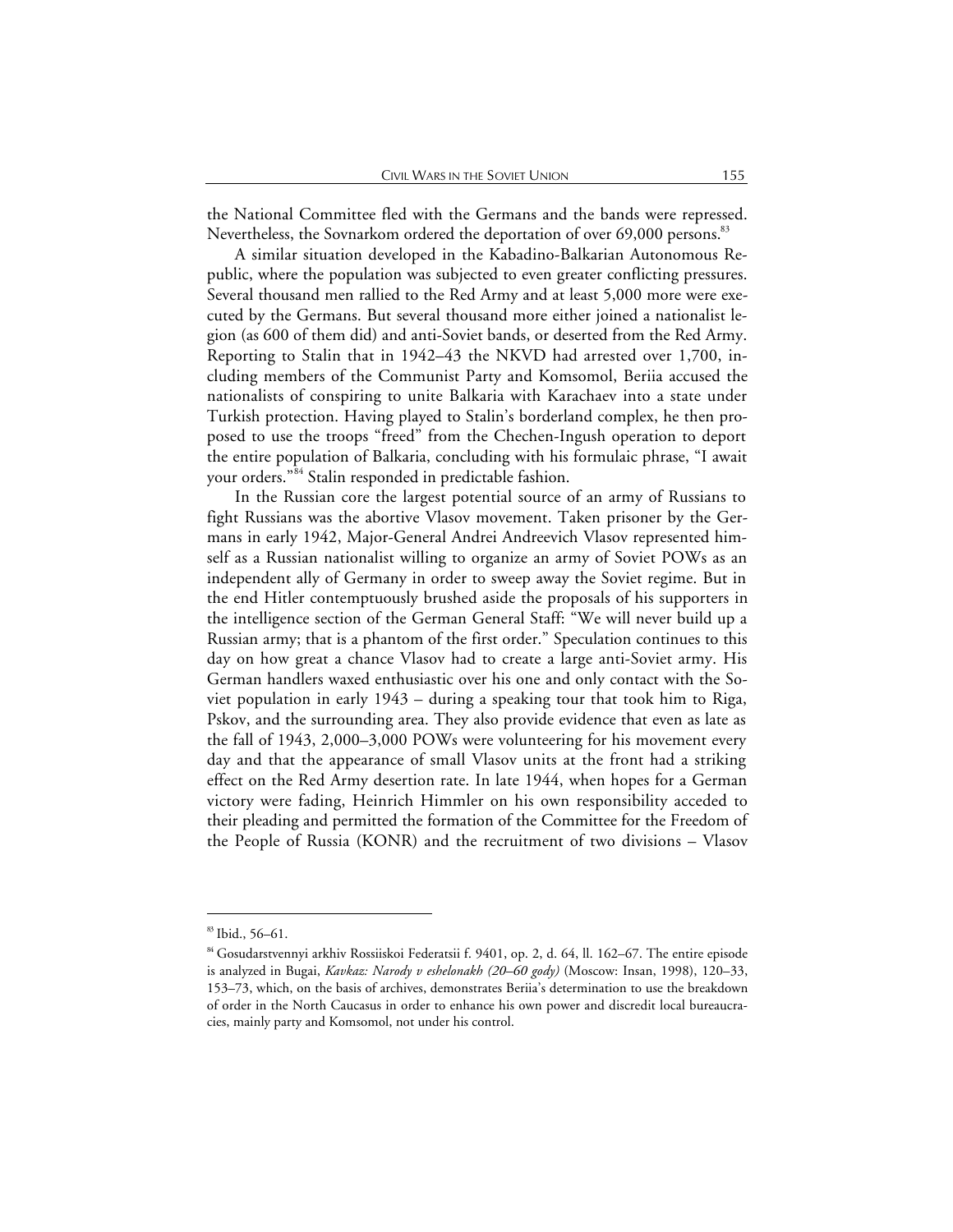the National Committee fled with the Germans and the bands were repressed. Nevertheless, the Sovnarkom ordered the deportation of over 69,000 persons.[83]

A similar situation developed in the Kabadino-Balkarian Autonomous Republic, where the population was subjected to even greater conflicting pressures. Several thousand men rallied to the Red Army and at least 5,000 more were executed by the Germans. But several thousand more either joined a nationalist legion (as 600 of them did) and anti-Soviet bands, or deserted from the Red Army. Reporting to Stalin that in 1942–43 the NKVD had arrested over 1,700, including members of the Communist Party and Komsomol, Beriia accused the nationalists of conspiring to unite Balkaria with Karachaev into a state under Turkish protection. Having played to Stalin's borderland complex, he then proposed to use the troops "freed" from the Chechen-Ingush operation to deport the entire population of Balkaria, concluding with his formulaic phrase, "I await your orders."[84] Stalin responded in predictable fashion.

In the Russian core the largest potential source of an army of Russians to fight Russians was the abortive Vlasov movement. Taken prisoner by the Germans in early 1942, Major-General Andrei Andreevich Vlasov represented himself as a Russian nationalist willing to organize an army of Soviet POWs as an independent ally of Germany in order to sweep away the Soviet regime. But in the end Hitler contemptuously brushed aside the proposals of his supporters in the intelligence section of the German General Staff: "We will never build up a Russian army; that is a phantom of the first order." Speculation continues to this day on how great a chance Vlasov had to create a large anti-Soviet army. His German handlers waxed enthusiastic over his one and only contact with the Soviet population in early 1943 – during a speaking tour that took him to Riga, Pskov, and the surrounding area. They also provide evidence that even as late as the fall of 1943, 2,000–3,000 POWs were volunteering for his movement every day and that the appearance of small Vlasov units at the front had a striking effect on the Red Army desertion rate. In late 1944, when hopes for a German victory were fading, Heinrich Himmler on his own responsibility acceded to their pleading and permitted the formation of the Committee for the Freedom of the People of Russia (KONR) and the recruitment of two divisions – Vlasov

---

[83] Ibid., 56–61.

[84] Gosudarstvennyi arkhiv Rossiiskoi Federatsii f. 9401, op. 2, d. 64, ll. 162–67. The entire episode is analyzed in Bugai, *Kavkaz: Narody v eshelonakh (20–60 gody)* (Moscow: Insan, 1998), 120–33, 153–73, which, on the basis of archives, demonstrates Beriia's determination to use the breakdown of order in the North Caucasus in order to enhance his own power and discredit local bureaucracies, mainly party and Komsomol, not under his control.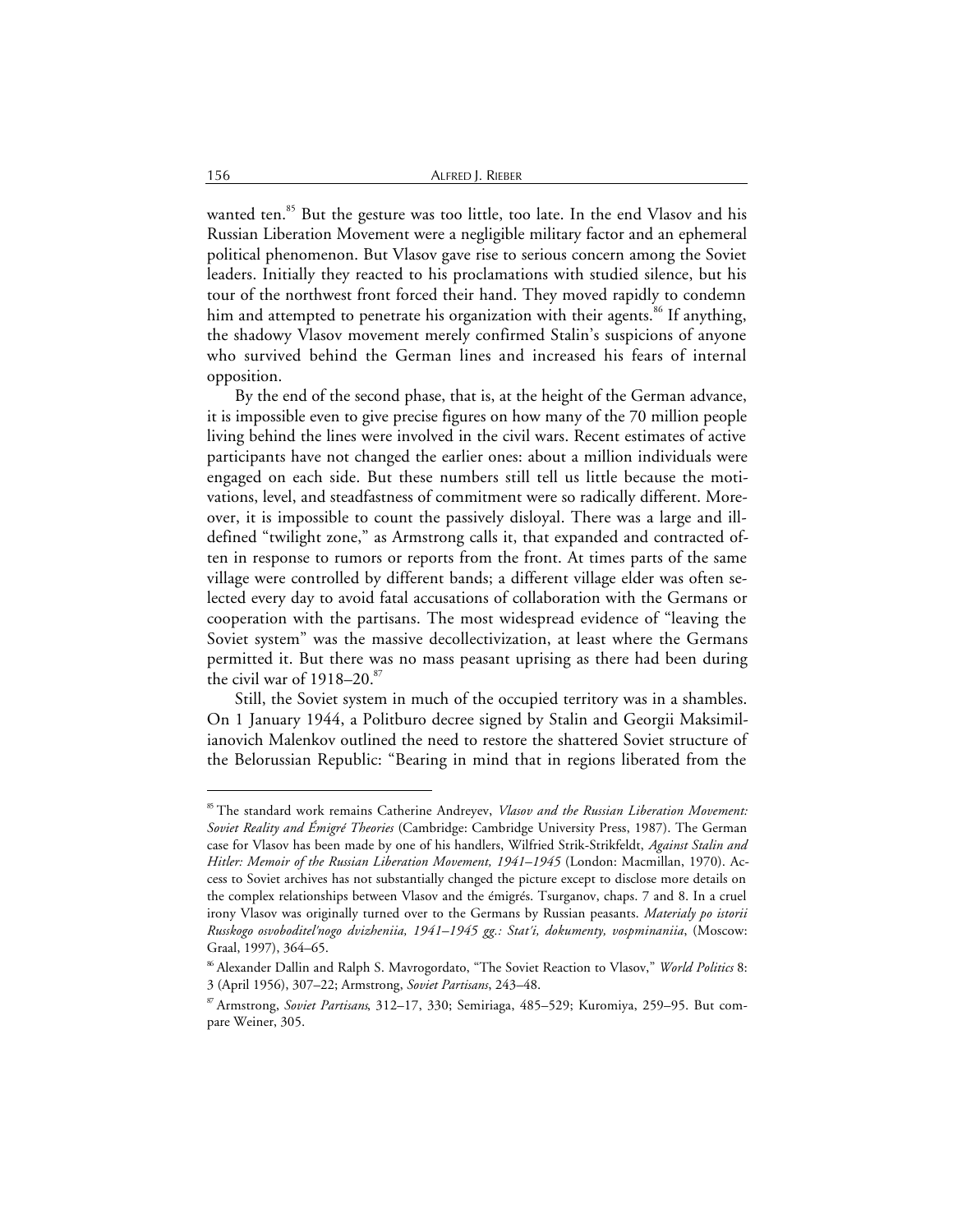wanted ten.[85] But the gesture was too little, too late. In the end Vlasov and his Russian Liberation Movement were a negligible military factor and an ephemeral political phenomenon. But Vlasov gave rise to serious concern among the Soviet leaders. Initially they reacted to his proclamations with studied silence, but his tour of the northwest front forced their hand. They moved rapidly to condemn him and attempted to penetrate his organization with their agents.[86] If anything, the shadowy Vlasov movement merely confirmed Stalin's suspicions of anyone who survived behind the German lines and increased his fears of internal opposition.

By the end of the second phase, that is, at the height of the German advance, it is impossible even to give precise figures on how many of the 70 million people living behind the lines were involved in the civil wars. Recent estimates of active participants have not changed the earlier ones: about a million individuals were engaged on each side. But these numbers still tell us little because the motivations, level, and steadfastness of commitment were so radically different. Moreover, it is impossible to count the passively disloyal. There was a large and ill-defined "twilight zone," as Armstrong calls it, that expanded and contracted often in response to rumors or reports from the front. At times parts of the same village were controlled by different bands; a different village elder was often selected every day to avoid fatal accusations of collaboration with the Germans or cooperation with the partisans. The most widespread evidence of "leaving the Soviet system" was the massive decollectivization, at least where the Germans permitted it. But there was no mass peasant uprising as there had been during the civil war of 1918–20.[87]

Still, the Soviet system in much of the occupied territory was in a shambles. On 1 January 1944, a Politburo decree signed by Stalin and Georgii Maksimilianovich Malenkov outlined the need to restore the shattered Soviet structure of the Belorussian Republic: "Bearing in mind that in regions liberated from the

---

[85] The standard work remains Catherine Andreyev, *Vlasov and the Russian Liberation Movement: Soviet Reality and Émigré Theories* (Cambridge: Cambridge University Press, 1987). The German case for Vlasov has been made by one of his handlers, Wilfried Strik-Strikfeldt, *Against Stalin and Hitler: Memoir of the Russian Liberation Movement, 1941–1945* (London: Macmillan, 1970). Access to Soviet archives has not substantially changed the picture except to disclose more details on the complex relationships between Vlasov and the émigrés. Tsurganov, chaps. 7 and 8. In a cruel irony Vlasov was originally turned over to the Germans by Russian peasants. *Materialy po istorii Russkogo osvoboditel'nogo dvizheniia, 1941–1945 gg.: Stat'i, dokumenty, vospminaniia*, (Moscow: Graal, 1997), 364–65.

[86] Alexander Dallin and Ralph S. Mavrogordato, "The Soviet Reaction to Vlasov," *World Politics* 8: 3 (April 1956), 307–22; Armstrong, *Soviet Partisans*, 243–48.

[87] Armstrong, *Soviet Partisans*, 312–17, 330; Semiriaga, 485–529; Kuromiya, 259–95. But compare Weiner, 305.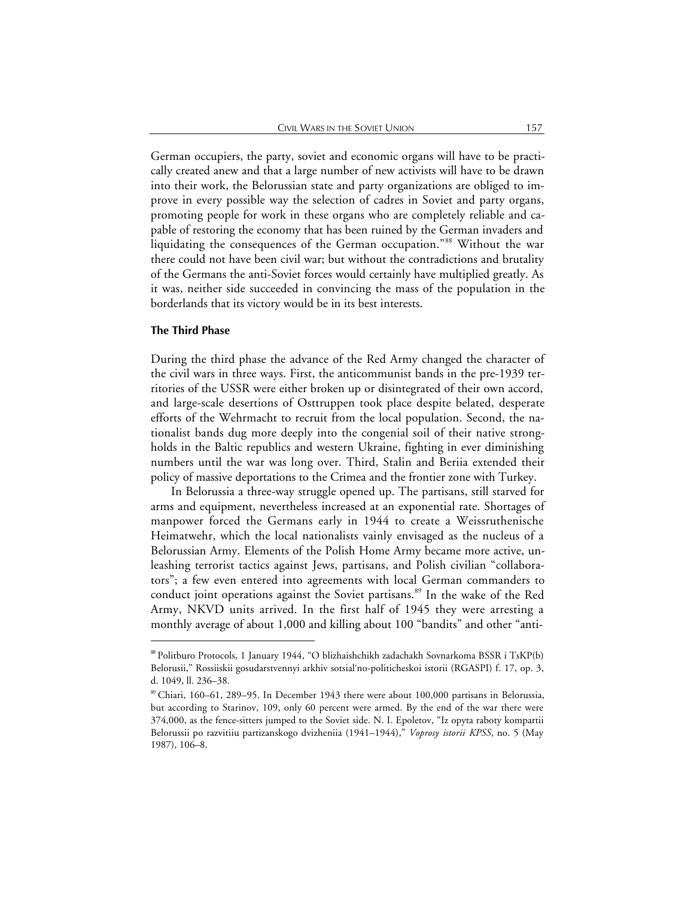German occupiers, the party, soviet and economic organs will have to be practically created anew and that a large number of new activists will have to be drawn into their work, the Belorussian state and party organizations are obliged to improve in every possible way the selection of cadres in Soviet and party organs, promoting people for work in these organs who are completely reliable and capable of restoring the economy that has been ruined by the German invaders and liquidating the consequences of the German occupation."[88] Without the war there could not have been civil war; but without the contradictions and brutality of the Germans the anti-Soviet forces would certainly have multiplied greatly. As it was, neither side succeeded in convincing the mass of the population in the borderlands that its victory would be in its best interests.

### The Third Phase

During the third phase the advance of the Red Army changed the character of the civil wars in three ways. First, the anticommunist bands in the pre-1939 territories of the USSR were either broken up or disintegrated of their own accord, and large-scale desertions of Osttruppen took place despite belated, desperate efforts of the Wehrmacht to recruit from the local population. Second, the nationalist bands dug more deeply into the congenial soil of their native strongholds in the Baltic republics and western Ukraine, fighting in ever diminishing numbers until the war was long over. Third, Stalin and Beriia extended their policy of massive deportations to the Crimea and the frontier zone with Turkey.

In Belorussia a three-way struggle opened up. The partisans, still starved for arms and equipment, nevertheless increased at an exponential rate. Shortages of manpower forced the Germans early in 1944 to create a Weissruthenische Heimatwehr, which the local nationalists vainly envisaged as the nucleus of a Belorussian Army. Elements of the Polish Home Army became more active, unleashing terrorist tactics against Jews, partisans, and Polish civilian "collaborators"; a few even entered into agreements with local German commanders to conduct joint operations against the Soviet partisans.[89] In the wake of the Red Army, NKVD units arrived. In the first half of 1945 they were arresting a monthly average of about 1,000 and killing about 100 "bandits" and other "anti-

---

[88] Politburo Protocols, 1 January 1944, "O blizhaishchikh zadachakh Sovnarkoma BSSR i TsKP(b) Belorusii," Rossiiskii gosudarstvennyi arkhiv sotsial'no-politicheskoi istorii (RGASPI) f. 17, op. 3, d. 1049, ll. 236–38.

[89] Chiari, 160–61, 289–95. In December 1943 there were about 100,000 partisans in Belorussia, but according to Starinov, 109, only 60 percent were armed. By the end of the war there were 374,000, as the fence-sitters jumped to the Soviet side. N. I. Epoletov, "Iz opyta raboty kompartii Belorussii po razvitiiu partizanskogo dvizheniia (1941–1944)," *Voprosy istorii KPSS*, no. 5 (May 1987), 106–8.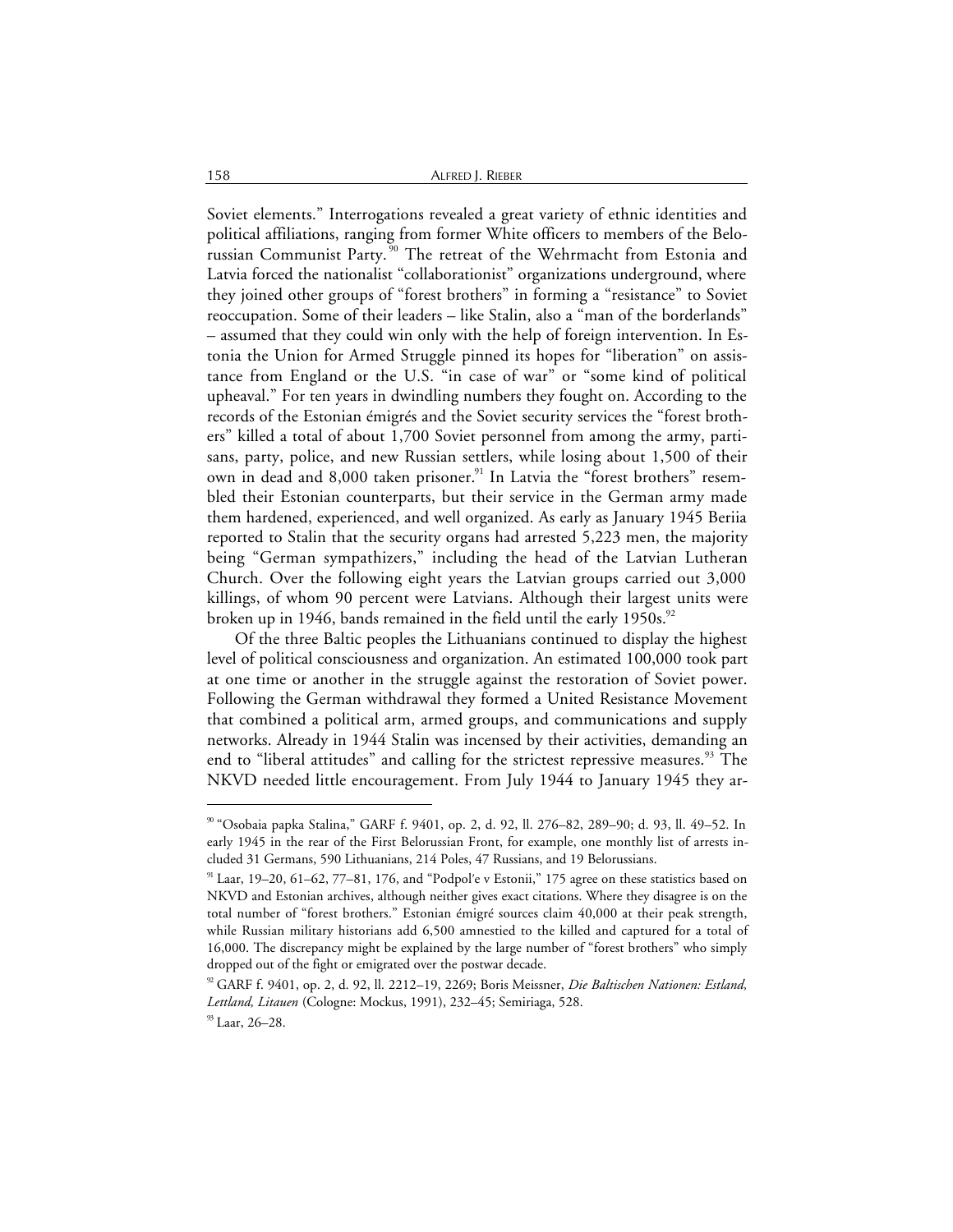Soviet elements." Interrogations revealed a great variety of ethnic identities and political affiliations, ranging from former White officers to members of the Belorussian Communist Party.[90] The retreat of the Wehrmacht from Estonia and Latvia forced the nationalist "collaborationist" organizations underground, where they joined other groups of "forest brothers" in forming a "resistance" to Soviet reoccupation. Some of their leaders – like Stalin, also a "man of the borderlands" – assumed that they could win only with the help of foreign intervention. In Estonia the Union for Armed Struggle pinned its hopes for "liberation" on assistance from England or the U.S. "in case of war" or "some kind of political upheaval." For ten years in dwindling numbers they fought on. According to the records of the Estonian émigrés and the Soviet security services the "forest brothers" killed a total of about 1,700 Soviet personnel from among the army, partisans, party, police, and new Russian settlers, while losing about 1,500 of their own in dead and 8,000 taken prisoner.[91] In Latvia the "forest brothers" resembled their Estonian counterparts, but their service in the German army made them hardened, experienced, and well organized. As early as January 1945 Beriia reported to Stalin that the security organs had arrested 5,223 men, the majority being "German sympathizers," including the head of the Latvian Lutheran Church. Over the following eight years the Latvian groups carried out 3,000 killings, of whom 90 percent were Latvians. Although their largest units were broken up in 1946, bands remained in the field until the early 1950s.[92]

Of the three Baltic peoples the Lithuanians continued to display the highest level of political consciousness and organization. An estimated 100,000 took part at one time or another in the struggle against the restoration of Soviet power. Following the German withdrawal they formed a United Resistance Movement that combined a political arm, armed groups, and communications and supply networks. Already in 1944 Stalin was incensed by their activities, demanding an end to "liberal attitudes" and calling for the strictest repressive measures.[93] The NKVD needed little encouragement. From July 1944 to January 1945 they ar-

---

[90] "Osobaia papka Stalina," GARF f. 9401, op. 2, d. 92, ll. 276–82, 289–90; d. 93, ll. 49–52. In early 1945 in the rear of the First Belorussian Front, for example, one monthly list of arrests included 31 Germans, 590 Lithuanians, 214 Poles, 47 Russians, and 19 Belorussians.

[91] Laar, 19–20, 61–62, 77–81, 176, and "Podpol'e v Estonii," 175 agree on these statistics based on NKVD and Estonian archives, although neither gives exact citations. Where they disagree is on the total number of "forest brothers." Estonian émigré sources claim 40,000 at their peak strength, while Russian military historians add 6,500 amnestied to the killed and captured for a total of 16,000. The discrepancy might be explained by the large number of "forest brothers" who simply dropped out of the fight or emigrated over the postwar decade.

[92] GARF f. 9401, op. 2, d. 92, ll. 2212–19, 2269; Boris Meissner, *Die Baltischen Nationen: Estland, Lettland, Litauen* (Cologne: Mockus, 1991), 232–45; Semiriaga, 528.

[93] Laar, 26–28.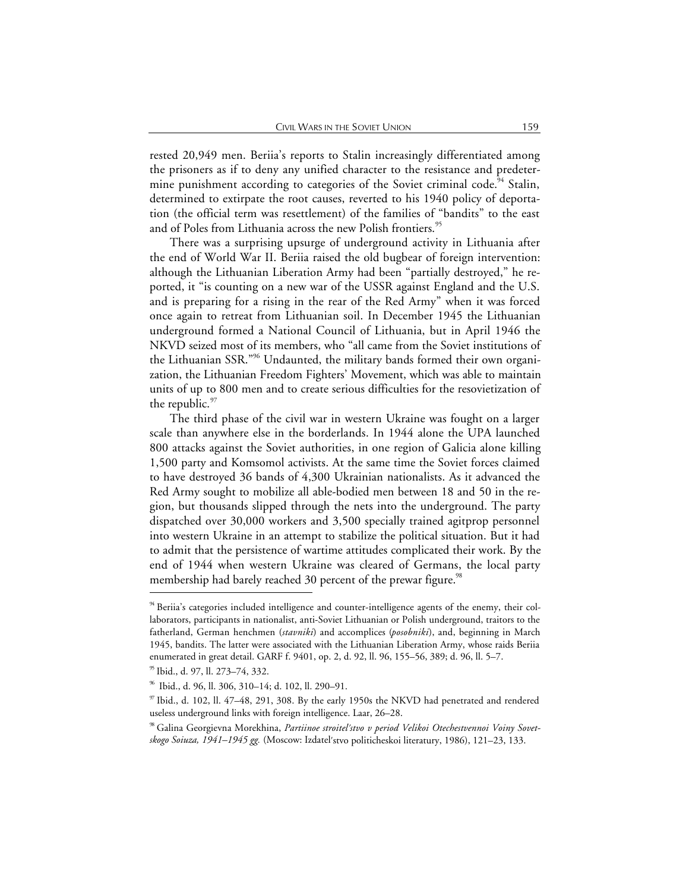rested 20,949 men. Beriia's reports to Stalin increasingly differentiated among the prisoners as if to deny any unified character to the resistance and predetermine punishment according to categories of the Soviet criminal code.[94] Stalin, determined to extirpate the root causes, reverted to his 1940 policy of deportation (the official term was resettlement) of the families of "bandits" to the east and of Poles from Lithuania across the new Polish frontiers.[95]

There was a surprising upsurge of underground activity in Lithuania after the end of World War II. Beriia raised the old bugbear of foreign intervention: although the Lithuanian Liberation Army had been "partially destroyed," he reported, it "is counting on a new war of the USSR against England and the U.S. and is preparing for a rising in the rear of the Red Army" when it was forced once again to retreat from Lithuanian soil. In December 1945 the Lithuanian underground formed a National Council of Lithuania, but in April 1946 the NKVD seized most of its members, who "all came from the Soviet institutions of the Lithuanian SSR."[96] Undaunted, the military bands formed their own organization, the Lithuanian Freedom Fighters' Movement, which was able to maintain units of up to 800 men and to create serious difficulties for the resovietization of the republic.[97]

The third phase of the civil war in western Ukraine was fought on a larger scale than anywhere else in the borderlands. In 1944 alone the UPA launched 800 attacks against the Soviet authorities, in one region of Galicia alone killing 1,500 party and Komsomol activists. At the same time the Soviet forces claimed to have destroyed 36 bands of 4,300 Ukrainian nationalists. As it advanced the Red Army sought to mobilize all able-bodied men between 18 and 50 in the region, but thousands slipped through the nets into the underground. The party dispatched over 30,000 workers and 3,500 specially trained agitprop personnel into western Ukraine in an attempt to stabilize the political situation. But it had to admit that the persistence of wartime attitudes complicated their work. By the end of 1944 when western Ukraine was cleared of Germans, the local party membership had barely reached 30 percent of the prewar figure.[98]

---

[94] Beriia's categories included intelligence and counter-intelligence agents of the enemy, their collaborators, participants in nationalist, anti-Soviet Lithuanian or Polish underground, traitors to the fatherland, German henchmen (*stavniki*) and accomplices (*posobniki*), and, beginning in March 1945, bandits. The latter were associated with the Lithuanian Liberation Army, whose raids Beriia enumerated in great detail. GARF f. 9401, op. 2, d. 92, ll. 96, 155–56, 389; d. 96, ll. 5–7.

[95] Ibid., d. 97, ll. 273–74, 332.

[96] Ibid., d. 96, ll. 306, 310–14; d. 102, ll. 290–91.

[97] Ibid., d. 102, ll. 47–48, 291, 308. By the early 1950s the NKVD had penetrated and rendered useless underground links with foreign intelligence. Laar, 26–28.

[98] Galina Georgievna Morekhina, *Partiinoe stroitel'stvo v period Velikoi Otechestvennoi Voiny Sovetskogo Soiuza, 1941–1945 gg.* (Moscow: Izdatel'stvo politicheskoi literatury, 1986), 121–23, 133.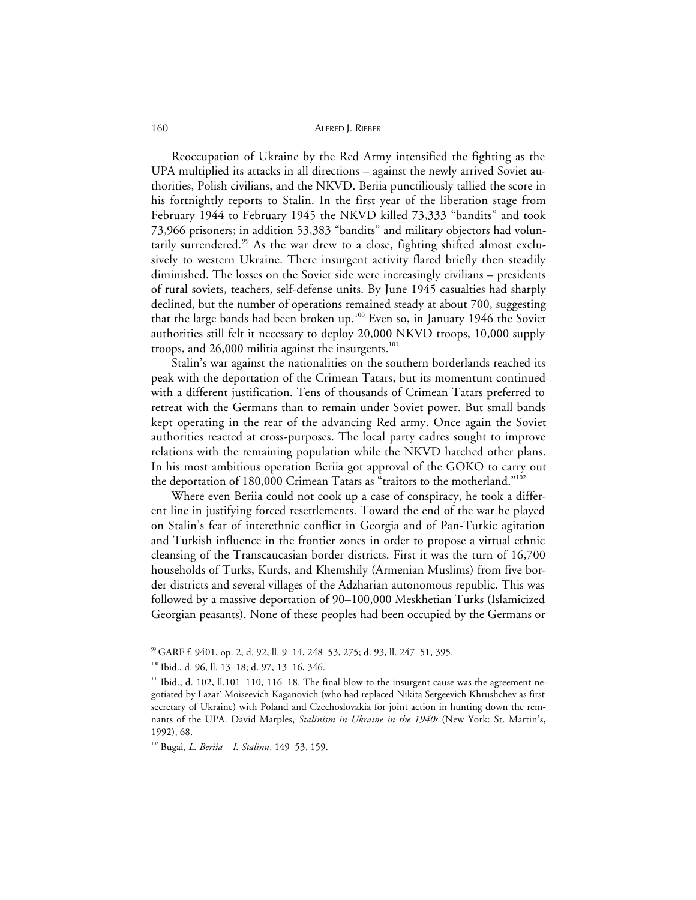Reoccupation of Ukraine by the Red Army intensified the fighting as the UPA multiplied its attacks in all directions – against the newly arrived Soviet authorities, Polish civilians, and the NKVD. Beriia punctiliously tallied the score in his fortnightly reports to Stalin. In the first year of the liberation stage from February 1944 to February 1945 the NKVD killed 73,333 "bandits" and took 73,966 prisoners; in addition 53,383 "bandits" and military objectors had voluntarily surrendered.[99] As the war drew to a close, fighting shifted almost exclusively to western Ukraine. There insurgent activity flared briefly then steadily diminished. The losses on the Soviet side were increasingly civilians – presidents of rural soviets, teachers, self-defense units. By June 1945 casualties had sharply declined, but the number of operations remained steady at about 700, suggesting that the large bands had been broken up.[100] Even so, in January 1946 the Soviet authorities still felt it necessary to deploy 20,000 NKVD troops, 10,000 supply troops, and 26,000 militia against the insurgents.[101]

Stalin's war against the nationalities on the southern borderlands reached its peak with the deportation of the Crimean Tatars, but its momentum continued with a different justification. Tens of thousands of Crimean Tatars preferred to retreat with the Germans than to remain under Soviet power. But small bands kept operating in the rear of the advancing Red army. Once again the Soviet authorities reacted at cross-purposes. The local party cadres sought to improve relations with the remaining population while the NKVD hatched other plans. In his most ambitious operation Beriia got approval of the GOKO to carry out the deportation of 180,000 Crimean Tatars as "traitors to the motherland."[102]

Where even Beriia could not cook up a case of conspiracy, he took a different line in justifying forced resettlements. Toward the end of the war he played on Stalin's fear of interethnic conflict in Georgia and of Pan-Turkic agitation and Turkish influence in the frontier zones in order to propose a virtual ethnic cleansing of the Transcaucasian border districts. First it was the turn of 16,700 households of Turks, Kurds, and Khemshily (Armenian Muslims) from five border districts and several villages of the Adzharian autonomous republic. This was followed by a massive deportation of 90–100,000 Meskhetian Turks (Islamicized Georgian peasants). None of these peoples had been occupied by the Germans or

---

[99] GARF f. 9401, op. 2, d. 92, ll. 9–14, 248–53, 275; d. 93, ll. 247–51, 395.

[100] Ibid., d. 96, ll. 13–18; d. 97, 13–16, 346.

[101] Ibid., d. 102, ll.101–110, 116–18. The final blow to the insurgent cause was the agreement negotiated by Lazar' Moiseevich Kaganovich (who had replaced Nikita Sergeevich Khrushchev as first secretary of Ukraine) with Poland and Czechoslovakia for joint action in hunting down the remnants of the UPA. David Marples, *Stalinism in Ukraine in the 1940s* (New York: St. Martin's, 1992), 68.

[102] Bugai, *L. Beriia – I. Stalinu*, 149–53, 159.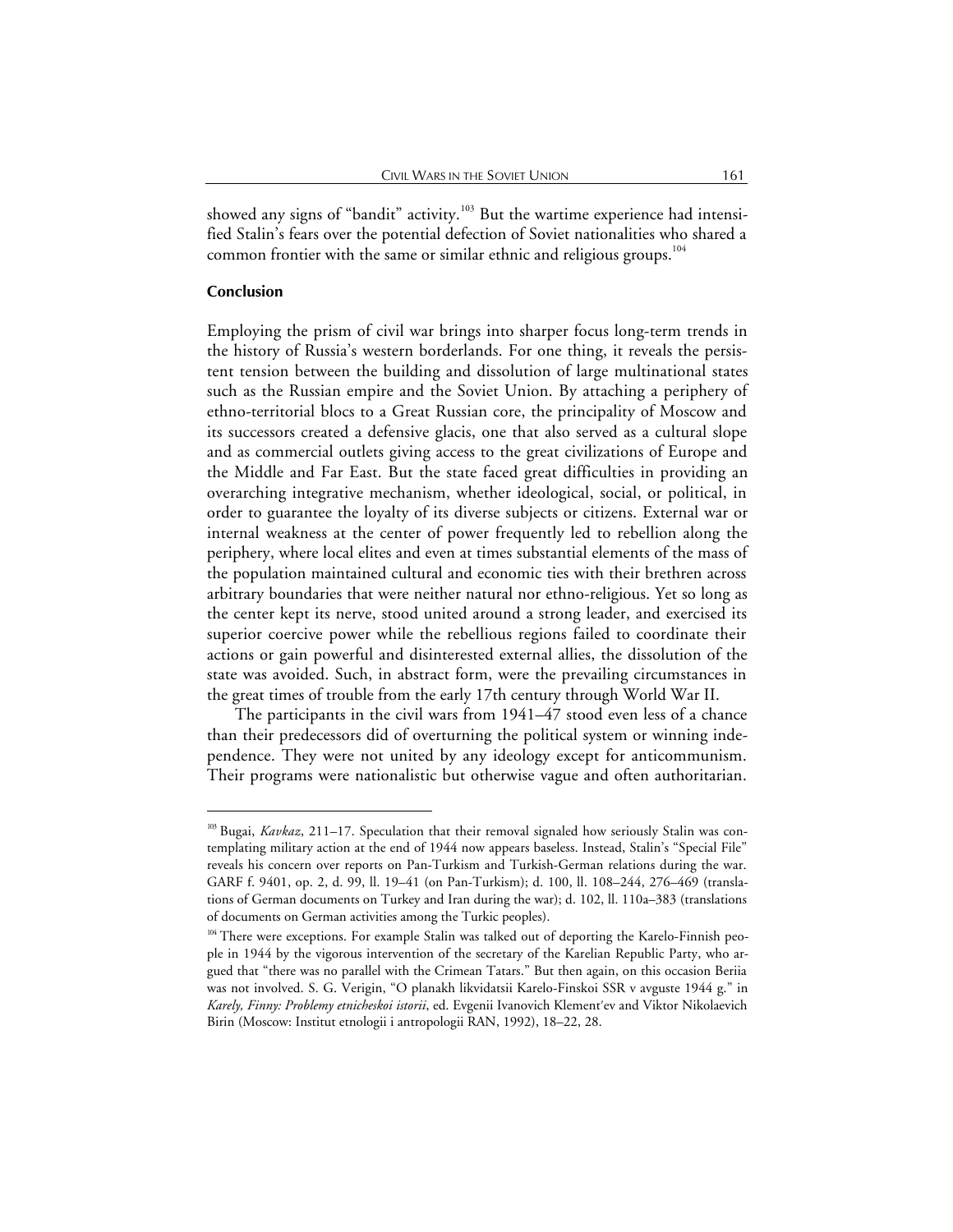showed any signs of "bandit" activity.[103] But the wartime experience had intensified Stalin's fears over the potential defection of Soviet nationalities who shared a common frontier with the same or similar ethnic and religious groups.[104]

## Conclusion

Employing the prism of civil war brings into sharper focus long-term trends in the history of Russia's western borderlands. For one thing, it reveals the persistent tension between the building and dissolution of large multinational states such as the Russian empire and the Soviet Union. By attaching a periphery of ethno-territorial blocs to a Great Russian core, the principality of Moscow and its successors created a defensive glacis, one that also served as a cultural slope and as commercial outlets giving access to the great civilizations of Europe and the Middle and Far East. But the state faced great difficulties in providing an overarching integrative mechanism, whether ideological, social, or political, in order to guarantee the loyalty of its diverse subjects or citizens. External war or internal weakness at the center of power frequently led to rebellion along the periphery, where local elites and even at times substantial elements of the mass of the population maintained cultural and economic ties with their brethren across arbitrary boundaries that were neither natural nor ethno-religious. Yet so long as the center kept its nerve, stood united around a strong leader, and exercised its superior coercive power while the rebellious regions failed to coordinate their actions or gain powerful and disinterested external allies, the dissolution of the state was avoided. Such, in abstract form, were the prevailing circumstances in the great times of trouble from the early 17th century through World War II.

The participants in the civil wars from 1941–47 stood even less of a chance than their predecessors did of overturning the political system or winning independence. They were not united by any ideology except for anticommunism. Their programs were nationalistic but otherwise vague and often authoritarian.

---

[103] Bugai, *Kavkaz*, 211–17. Speculation that their removal signaled how seriously Stalin was contemplating military action at the end of 1944 now appears baseless. Instead, Stalin's "Special File" reveals his concern over reports on Pan-Turkism and Turkish-German relations during the war. GARF f. 9401, op. 2, d. 99, ll. 19–41 (on Pan-Turkism); d. 100, ll. 108–244, 276–469 (translations of German documents on Turkey and Iran during the war); d. 102, ll. 110a–383 (translations of documents on German activities among the Turkic peoples).

[104] There were exceptions. For example Stalin was talked out of deporting the Karelo-Finnish people in 1944 by the vigorous intervention of the secretary of the Karelian Republic Party, who argued that "there was no parallel with the Crimean Tatars." But then again, on this occasion Beriia was not involved. S. G. Verigin, "O planakh likvidatsii Karelo-Finskoi SSR v avguste 1944 g." in *Karely, Finny: Problemy etnicheskoi istorii*, ed. Evgenii Ivanovich Klement'ev and Viktor Nikolaevich Birin (Moscow: Institut etnologii i antropologii RAN, 1992), 18–22, 28.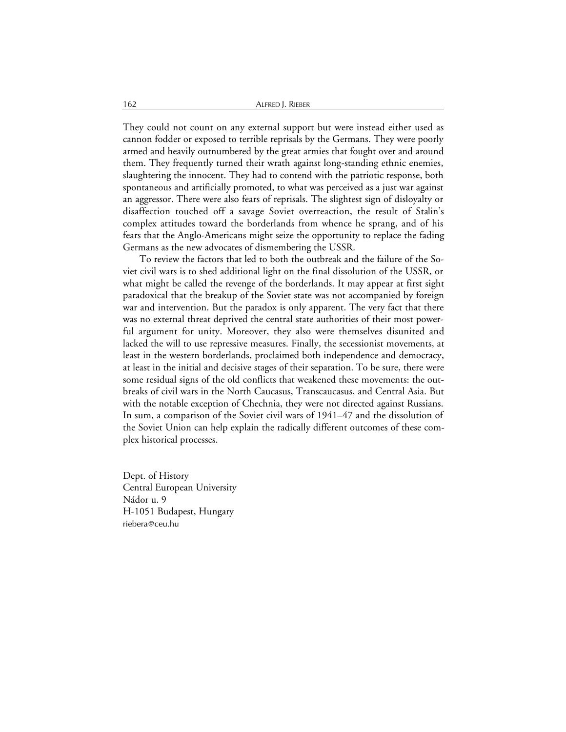They could not count on any external support but were instead either used as cannon fodder or exposed to terrible reprisals by the Germans. They were poorly armed and heavily outnumbered by the great armies that fought over and around them. They frequently turned their wrath against long-standing ethnic enemies, slaughtering the innocent. They had to contend with the patriotic response, both spontaneous and artificially promoted, to what was perceived as a just war against an aggressor. There were also fears of reprisals. The slightest sign of disloyalty or disaffection touched off a savage Soviet overreaction, the result of Stalin's complex attitudes toward the borderlands from whence he sprang, and of his fears that the Anglo-Americans might seize the opportunity to replace the fading Germans as the new advocates of dismembering the USSR.

To review the factors that led to both the outbreak and the failure of the Soviet civil wars is to shed additional light on the final dissolution of the USSR, or what might be called the revenge of the borderlands. It may appear at first sight paradoxical that the breakup of the Soviet state was not accompanied by foreign war and intervention. But the paradox is only apparent. The very fact that there was no external threat deprived the central state authorities of their most powerful argument for unity. Moreover, they also were themselves disunited and lacked the will to use repressive measures. Finally, the secessionist movements, at least in the western borderlands, proclaimed both independence and democracy, at least in the initial and decisive stages of their separation. To be sure, there were some residual signs of the old conflicts that weakened these movements: the outbreaks of civil wars in the North Caucasus, Transcaucasus, and Central Asia. But with the notable exception of Chechnia, they were not directed against Russians. In sum, a comparison of the Soviet civil wars of 1941–47 and the dissolution of the Soviet Union can help explain the radically different outcomes of these complex historical processes.

Dept. of History
Central European University
Nádor u. 9
H-1051 Budapest, Hungary
riebera@ceu.hu